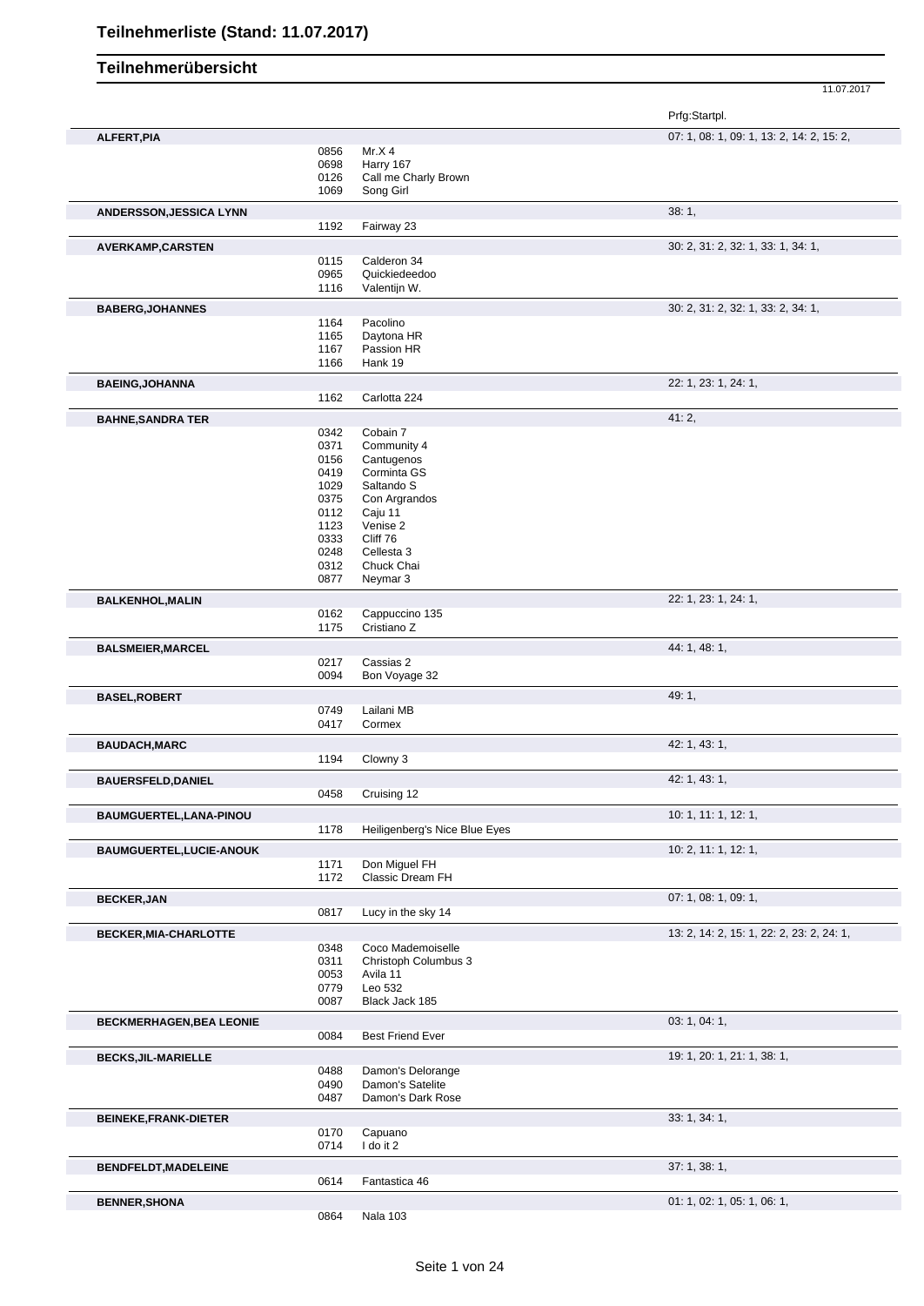# Teilnehmerliste (Stand: 11.07.2017)

## Teilnehmerübersicht

11.07.2017

| Name | Nr. | Pferd | Prfg:Startpl. |
|---|---|---|---|
| **ALFERT,PIA** | | | 07: 1, 08: 1, 09: 1, 13: 2, 14: 2, 15: 2, |
| | 0856 | Mr.X 4 | |
| | 0698 | Harry 167 | |
| | 0126 | Call me Charly Brown | |
| | 1069 | Song Girl | |
| **ANDERSSON,JESSICA LYNN** | | | 38: 1, |
| | 1192 | Fairway 23 | |
| **AVERKAMP,CARSTEN** | | | 30: 2, 31: 2, 32: 1, 33: 1, 34: 1, |
| | 0115 | Calderon 34 | |
| | 0965 | Quickiedeedoo | |
| | 1116 | Valentijn W. | |
| **BABERG,JOHANNES** | | | 30: 2, 31: 2, 32: 1, 33: 2, 34: 1, |
| | 1164 | Pacolino | |
| | 1165 | Daytona HR | |
| | 1167 | Passion HR | |
| | 1166 | Hank 19 | |
| **BAEING,JOHANNA** | | | 22: 1, 23: 1, 24: 1, |
| | 1162 | Carlotta 224 | |
| **BAHNE,SANDRA TER** | | | 41: 2, |
| | 0342 | Cobain 7 | |
| | 0371 | Community 4 | |
| | 0156 | Cantugenos | |
| | 0419 | Corminta GS | |
| | 1029 | Saltando S | |
| | 0375 | Con Argrandos | |
| | 0112 | Caju 11 | |
| | 1123 | Venise 2 | |
| | 0333 | Cliff 76 | |
| | 0248 | Cellesta 3 | |
| | 0312 | Chuck Chai | |
| | 0877 | Neymar 3 | |
| **BALKENHOL,MALIN** | | | 22: 1, 23: 1, 24: 1, |
| | 0162 | Cappuccino 135 | |
| | 1175 | Cristiano Z | |
| **BALSMEIER,MARCEL** | | | 44: 1, 48: 1, |
| | 0217 | Cassias 2 | |
| | 0094 | Bon Voyage 32 | |
| **BASEL,ROBERT** | | | 49: 1, |
| | 0749 | Lailani MB | |
| | 0417 | Cormex | |
| **BAUDACH,MARC** | | | 42: 1, 43: 1, |
| | 1194 | Clowny 3 | |
| **BAUERSFELD,DANIEL** | | | 42: 1, 43: 1, |
| | 0458 | Cruising 12 | |
| **BAUMGUERTEL,LANA-PINOU** | | | 10: 1, 11: 1, 12: 1, |
| | 1178 | Heiligenberg's Nice Blue Eyes | |
| **BAUMGUERTEL,LUCIE-ANOUK** | | | 10: 2, 11: 1, 12: 1, |
| | 1171 | Don Miguel FH | |
| | 1172 | Classic Dream FH | |
| **BECKER,JAN** | | | 07: 1, 08: 1, 09: 1, |
| | 0817 | Lucy in the sky 14 | |
| **BECKER,MIA-CHARLOTTE** | | | 13: 2, 14: 2, 15: 1, 22: 2, 23: 2, 24: 1, |
| | 0348 | Coco Mademoiselle | |
| | 0311 | Christoph Columbus 3 | |
| | 0053 | Avila 11 | |
| | 0779 | Leo 532 | |
| | 0087 | Black Jack 185 | |
| **BECKMERHAGEN,BEA LEONIE** | | | 03: 1, 04: 1, |
| | 0084 | Best Friend Ever | |
| **BECKS,JIL-MARIELLE** | | | 19: 1, 20: 1, 21: 1, 38: 1, |
| | 0488 | Damon's Delorange | |
| | 0490 | Damon's Satelite | |
| | 0487 | Damon's Dark Rose | |
| **BEINEKE,FRANK-DIETER** | | | 33: 1, 34: 1, |
| | 0170 | Capuano | |
| | 0714 | I do it 2 | |
| **BENDFELDT,MADELEINE** | | | 37: 1, 38: 1, |
| | 0614 | Fantastica 46 | |
| **BENNER,SHONA** | | | 01: 1, 02: 1, 05: 1, 06: 1, |
| | 0864 | Nala 103 | |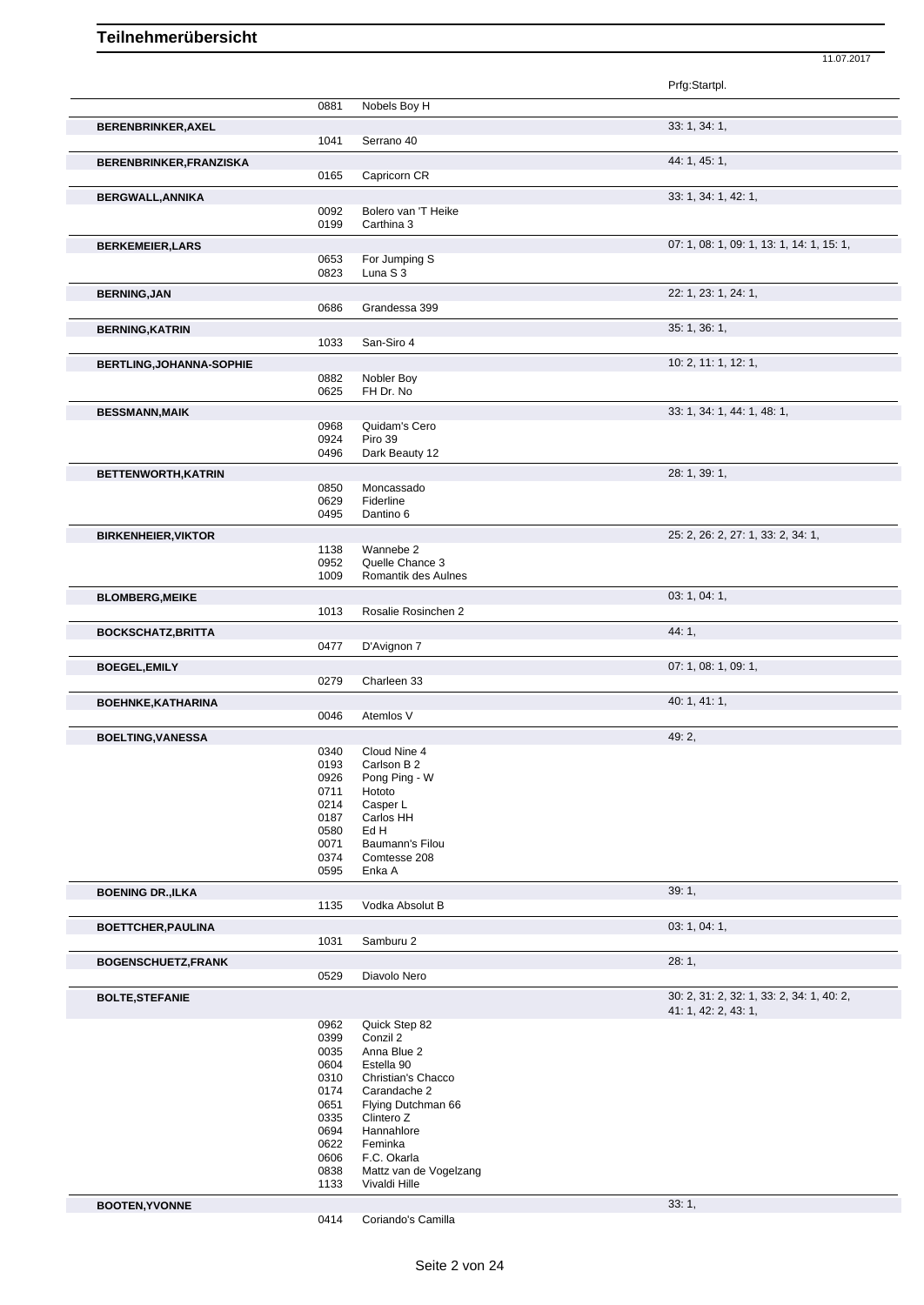# Teilnehmerübersicht

11.07.2017

| Name | Nr. | Pferd | Prfg:Startpl. |
|---|---|---|---|
| | 0881 | Nobels Boy H | |
| **BERENBRINKER,AXEL** | | | 33: 1, 34: 1, |
| | 1041 | Serrano 40 | |
| **BERENBRINKER,FRANZISKA** | | | 44: 1, 45: 1, |
| | 0165 | Capricorn CR | |
| **BERGWALL,ANNIKA** | | | 33: 1, 34: 1, 42: 1, |
| | 0092 | Bolero van 'T Heike | |
| | 0199 | Carthina 3 | |
| **BERKEMEIER,LARS** | | | 07: 1, 08: 1, 09: 1, 13: 1, 14: 1, 15: 1, |
| | 0653 | For Jumping S | |
| | 0823 | Luna S 3 | |
| **BERNING,JAN** | | | 22: 1, 23: 1, 24: 1, |
| | 0686 | Grandessa 399 | |
| **BERNING,KATRIN** | | | 35: 1, 36: 1, |
| | 1033 | San-Siro 4 | |
| **BERTLING,JOHANNA-SOPHIE** | | | 10: 2, 11: 1, 12: 1, |
| | 0882 | Nobler Boy | |
| | 0625 | FH Dr. No | |
| **BESSMANN,MAIK** | | | 33: 1, 34: 1, 44: 1, 48: 1, |
| | 0968 | Quidam's Cero | |
| | 0924 | Piro 39 | |
| | 0496 | Dark Beauty 12 | |
| **BETTENWORTH,KATRIN** | | | 28: 1, 39: 1, |
| | 0850 | Moncassado | |
| | 0629 | Fiderline | |
| | 0495 | Dantino 6 | |
| **BIRKENHEIER,VIKTOR** | | | 25: 2, 26: 2, 27: 1, 33: 2, 34: 1, |
| | 1138 | Wannebe 2 | |
| | 0952 | Quelle Chance 3 | |
| | 1009 | Romantik des Aulnes | |
| **BLOMBERG,MEIKE** | | | 03: 1, 04: 1, |
| | 1013 | Rosalie Rosinchen 2 | |
| **BOCKSCHATZ,BRITTA** | | | 44: 1, |
| | 0477 | D'Avignon 7 | |
| **BOEGEL,EMILY** | | | 07: 1, 08: 1, 09: 1, |
| | 0279 | Charleen 33 | |
| **BOEHNKE,KATHARINA** | | | 40: 1, 41: 1, |
| | 0046 | Atemlos V | |
| **BOELTING,VANESSA** | | | 49: 2, |
| | 0340 | Cloud Nine 4 | |
| | 0193 | Carlson B 2 | |
| | 0926 | Pong Ping - W | |
| | 0711 | Hototo | |
| | 0214 | Casper L | |
| | 0187 | Carlos HH | |
| | 0580 | Ed H | |
| | 0071 | Baumann's Filou | |
| | 0374 | Comtesse 208 | |
| | 0595 | Enka A | |
| **BOENING DR.,ILKA** | | | 39: 1, |
| | 1135 | Vodka Absolut B | |
| **BOETTCHER,PAULINA** | | | 03: 1, 04: 1, |
| | 1031 | Samburu 2 | |
| **BOGENSCHUETZ,FRANK** | | | 28: 1, |
| | 0529 | Diavolo Nero | |
| **BOLTE,STEFANIE** | | | 30: 2, 31: 2, 32: 1, 33: 2, 34: 1, 40: 2, 41: 1, 42: 2, 43: 1, |
| | 0962 | Quick Step 82 | |
| | 0399 | Conzil 2 | |
| | 0035 | Anna Blue 2 | |
| | 0604 | Estella 90 | |
| | 0310 | Christian's Chacco | |
| | 0174 | Carandache 2 | |
| | 0651 | Flying Dutchman 66 | |
| | 0335 | Clintero Z | |
| | 0694 | Hannahlore | |
| | 0622 | Feminka | |
| | 0606 | F.C. Okarla | |
| | 0838 | Mattz van de Vogelzang | |
| | 1133 | Vivaldi Hille | |
| **BOOTEN,YVONNE** | | | 33: 1, |
| | 0414 | Coriando's Camilla | |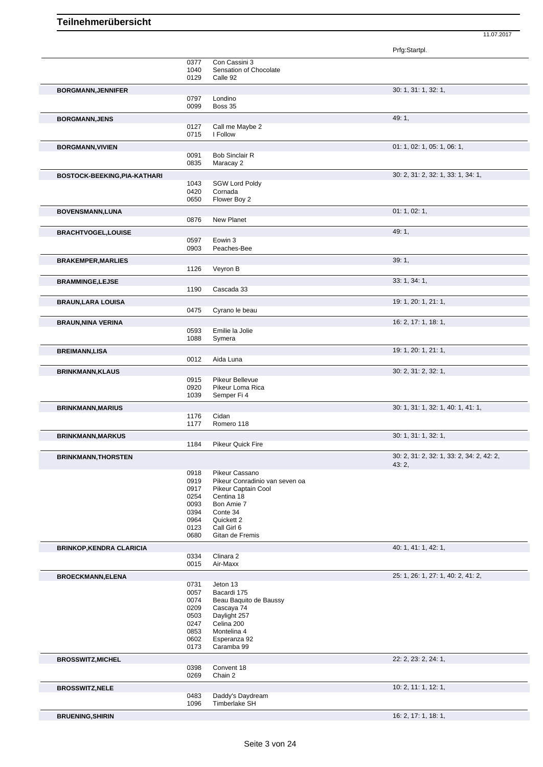# Teilnehmerübersicht

11.07.2017

| Name | Nr. | Pferd | Prfg:Startpl. |
|---|---|---|---|
| | 0377 | Con Cassini 3 | |
| | 1040 | Sensation of Chocolate | |
| | 0129 | Calle 92 | |
| **BORGMANN,JENNIFER** | | | 30: 1, 31: 1, 32: 1, |
| | 0797 | Londino | |
| | 0099 | Boss 35 | |
| **BORGMANN,JENS** | | | 49: 1, |
| | 0127 | Call me Maybe 2 | |
| | 0715 | I Follow | |
| **BORGMANN,VIVIEN** | | | 01: 1, 02: 1, 05: 1, 06: 1, |
| | 0091 | Bob Sinclair R | |
| | 0835 | Maracay 2 | |
| **BOSTOCK-BEEKING,PIA-KATHARI** | | | 30: 2, 31: 2, 32: 1, 33: 1, 34: 1, |
| | 1043 | SGW Lord Poldy | |
| | 0420 | Cornada | |
| | 0650 | Flower Boy 2 | |
| **BOVENSMANN,LUNA** | | | 01: 1, 02: 1, |
| | 0876 | New Planet | |
| **BRACHTVOGEL,LOUISE** | | | 49: 1, |
| | 0597 | Eowin 3 | |
| | 0903 | Peaches-Bee | |
| **BRAKEMPER,MARLIES** | | | 39: 1, |
| | 1126 | Veyron B | |
| **BRAMMINGE,LEJSE** | | | 33: 1, 34: 1, |
| | 1190 | Cascada 33 | |
| **BRAUN,LARA LOUISA** | | | 19: 1, 20: 1, 21: 1, |
| | 0475 | Cyrano le beau | |
| **BRAUN,NINA VERINA** | | | 16: 2, 17: 1, 18: 1, |
| | 0593 | Emilie la Jolie | |
| | 1088 | Symera | |
| **BREIMANN,LISA** | | | 19: 1, 20: 1, 21: 1, |
| | 0012 | Aida Luna | |
| **BRINKMANN,KLAUS** | | | 30: 2, 31: 2, 32: 1, |
| | 0915 | Pikeur Bellevue | |
| | 0920 | Pikeur Loma Rica | |
| | 1039 | Semper Fi 4 | |
| **BRINKMANN,MARIUS** | | | 30: 1, 31: 1, 32: 1, 40: 1, 41: 1, |
| | 1176 | Cidan | |
| | 1177 | Romero 118 | |
| **BRINKMANN,MARKUS** | | | 30: 1, 31: 1, 32: 1, |
| | 1184 | Pikeur Quick Fire | |
| **BRINKMANN,THORSTEN** | | | 30: 2, 31: 2, 32: 1, 33: 2, 34: 2, 42: 2, 43: 2, |
| | 0918 | Pikeur Cassano | |
| | 0919 | Pikeur Conradinio van seven oa | |
| | 0917 | Pikeur Captain Cool | |
| | 0254 | Centina 18 | |
| | 0093 | Bon Amie 7 | |
| | 0394 | Conte 34 | |
| | 0964 | Quickett 2 | |
| | 0123 | Call Girl 6 | |
| | 0680 | Gitan de Fremis | |
| **BRINKOP,KENDRA CLARICIA** | | | 40: 1, 41: 1, 42: 1, |
| | 0334 | Clinara 2 | |
| | 0015 | Air-Maxx | |
| **BROECKMANN,ELENA** | | | 25: 1, 26: 1, 27: 1, 40: 2, 41: 2, |
| | 0731 | Jeton 13 | |
| | 0057 | Bacardi 175 | |
| | 0074 | Beau Baquito de Baussy | |
| | 0209 | Cascaya 74 | |
| | 0503 | Daylight 257 | |
| | 0247 | Celina 200 | |
| | 0853 | Montelina 4 | |
| | 0602 | Esperanza 92 | |
| | 0173 | Caramba 99 | |
| **BROSSWITZ,MICHEL** | | | 22: 2, 23: 2, 24: 1, |
| | 0398 | Convent 18 | |
| | 0269 | Chain 2 | |
| **BROSSWITZ,NELE** | | | 10: 2, 11: 1, 12: 1, |
| | 0483 | Daddy's Daydream | |
| | 1096 | Timberlake SH | |
| **BRUENING,SHIRIN** | | | 16: 2, 17: 1, 18: 1, |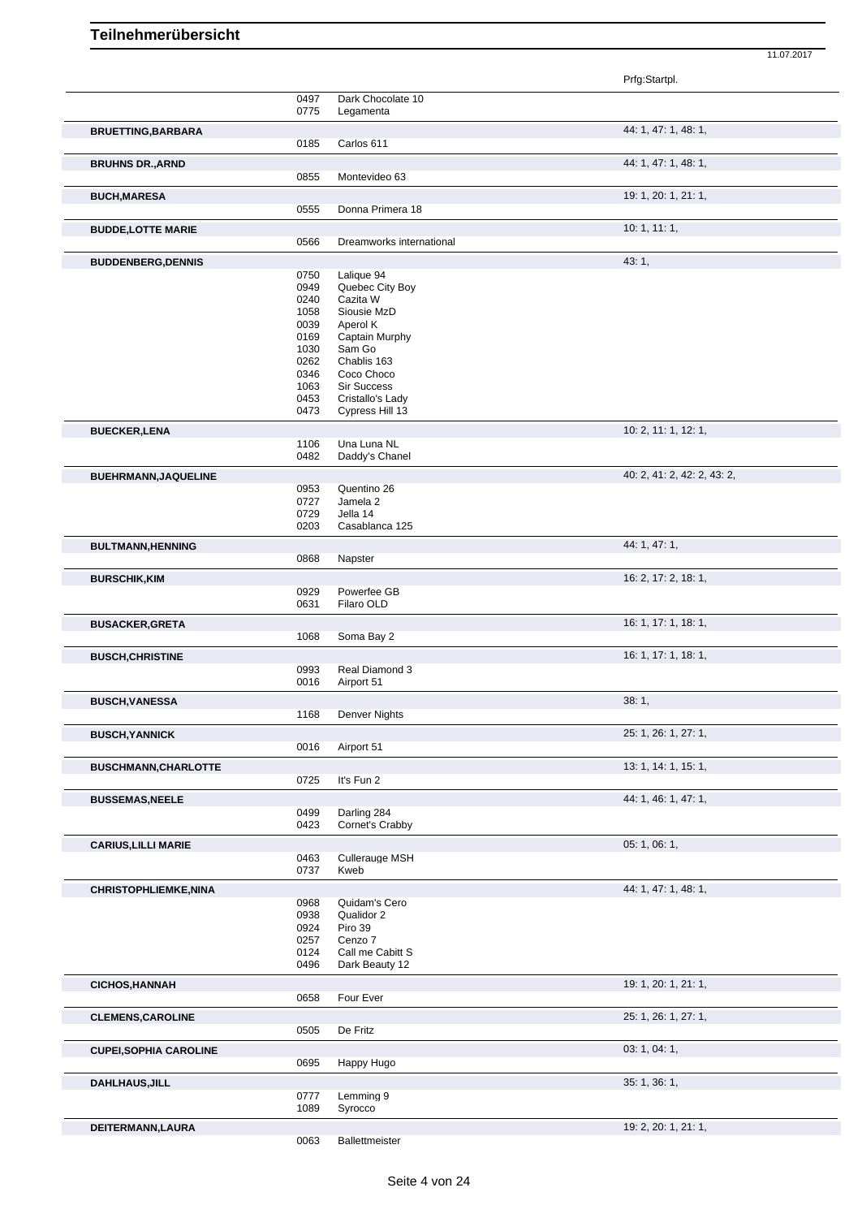# Teilnehmerübersicht

11.07.2017

| Name | Nr. | Pferd | Prfg:Startpl. |
|---|---|---|---|
| | 0497 | Dark Chocolate 10 | |
| | 0775 | Legamenta | |
| **BRUETTING,BARBARA** | | | 44: 1, 47: 1, 48: 1, |
| | 0185 | Carlos 611 | |
| **BRUHNS DR.,ARND** | | | 44: 1, 47: 1, 48: 1, |
| | 0855 | Montevideo 63 | |
| **BUCH,MARESA** | | | 19: 1, 20: 1, 21: 1, |
| | 0555 | Donna Primera 18 | |
| **BUDDE,LOTTE MARIE** | | | 10: 1, 11: 1, |
| | 0566 | Dreamworks international | |
| **BUDDENBERG,DENNIS** | | | 43: 1, |
| | 0750 | Lalique 94 | |
| | 0949 | Quebec City Boy | |
| | 0240 | Cazita W | |
| | 1058 | Siousie MzD | |
| | 0039 | Aperol K | |
| | 0169 | Captain Murphy | |
| | 1030 | Sam Go | |
| | 0262 | Chablis 163 | |
| | 0346 | Coco Choco | |
| | 1063 | Sir Success | |
| | 0453 | Cristallo's Lady | |
| | 0473 | Cypress Hill 13 | |
| **BUECKER,LENA** | | | 10: 2, 11: 1, 12: 1, |
| | 1106 | Una Luna NL | |
| | 0482 | Daddy's Chanel | |
| **BUEHRMANN,JAQUELINE** | | | 40: 2, 41: 2, 42: 2, 43: 2, |
| | 0953 | Quentino 26 | |
| | 0727 | Jamela 2 | |
| | 0729 | Jella 14 | |
| | 0203 | Casablanca 125 | |
| **BULTMANN,HENNING** | | | 44: 1, 47: 1, |
| | 0868 | Napster | |
| **BURSCHIK,KIM** | | | 16: 2, 17: 2, 18: 1, |
| | 0929 | Powerfee GB | |
| | 0631 | Filaro OLD | |
| **BUSACKER,GRETA** | | | 16: 1, 17: 1, 18: 1, |
| | 1068 | Soma Bay 2 | |
| **BUSCH,CHRISTINE** | | | 16: 1, 17: 1, 18: 1, |
| | 0993 | Real Diamond 3 | |
| | 0016 | Airport 51 | |
| **BUSCH,VANESSA** | | | 38: 1, |
| | 1168 | Denver Nights | |
| **BUSCH,YANNICK** | | | 25: 1, 26: 1, 27: 1, |
| | 0016 | Airport 51 | |
| **BUSCHMANN,CHARLOTTE** | | | 13: 1, 14: 1, 15: 1, |
| | 0725 | It's Fun 2 | |
| **BUSSEMAS,NEELE** | | | 44: 1, 46: 1, 47: 1, |
| | 0499 | Darling 284 | |
| | 0423 | Cornet's Crabby | |
| **CARIUS,LILLI MARIE** | | | 05: 1, 06: 1, |
| | 0463 | Cullerauge MSH | |
| | 0737 | Kweb | |
| **CHRISTOPHLIEMKE,NINA** | | | 44: 1, 47: 1, 48: 1, |
| | 0968 | Quidam's Cero | |
| | 0938 | Qualidor 2 | |
| | 0924 | Piro 39 | |
| | 0257 | Cenzo 7 | |
| | 0124 | Call me Cabitt S | |
| | 0496 | Dark Beauty 12 | |
| **CICHOS,HANNAH** | | | 19: 1, 20: 1, 21: 1, |
| | 0658 | Four Ever | |
| **CLEMENS,CAROLINE** | | | 25: 1, 26: 1, 27: 1, |
| | 0505 | De Fritz | |
| **CUPEI,SOPHIA CAROLINE** | | | 03: 1, 04: 1, |
| | 0695 | Happy Hugo | |
| **DAHLHAUS,JILL** | | | 35: 1, 36: 1, |
| | 0777 | Lemming 9 | |
| | 1089 | Syrocco | |
| **DEITERMANN,LAURA** | | | 19: 2, 20: 1, 21: 1, |
| | 0063 | Ballettmeister | |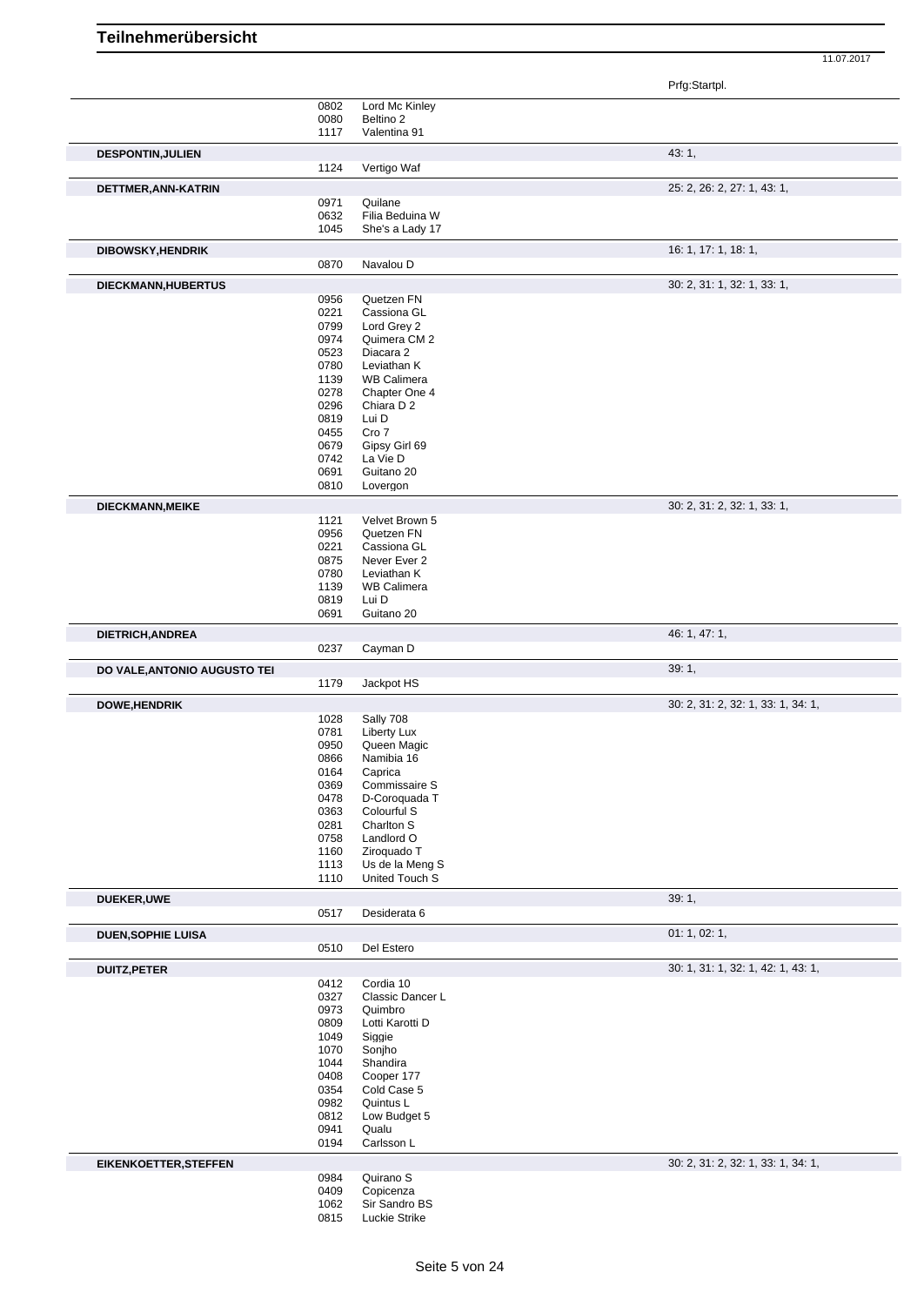# Teilnehmerübersicht

11.07.2017

| Name | Nr. | Pferd | Prfg:Startpl. |
|---|---|---|---|
| | 0802 | Lord Mc Kinley | |
| | 0080 | Beltino 2 | |
| | 1117 | Valentina 91 | |
| **DESPONTIN,JULIEN** | | | 43: 1, |
| | 1124 | Vertigo Waf | |
| **DETTMER,ANN-KATRIN** | | | 25: 2, 26: 2, 27: 1, 43: 1, |
| | 0971 | Quilane | |
| | 0632 | Filia Beduina W | |
| | 1045 | She's a Lady 17 | |
| **DIBOWSKY,HENDRIK** | | | 16: 1, 17: 1, 18: 1, |
| | 0870 | Navalou D | |
| **DIECKMANN,HUBERTUS** | | | 30: 2, 31: 1, 32: 1, 33: 1, |
| | 0956 | Quetzen FN | |
| | 0221 | Cassiona GL | |
| | 0799 | Lord Grey 2 | |
| | 0974 | Quimera CM 2 | |
| | 0523 | Diacara 2 | |
| | 0780 | Leviathan K | |
| | 1139 | WB Calimera | |
| | 0278 | Chapter One 4 | |
| | 0296 | Chiara D 2 | |
| | 0819 | Lui D | |
| | 0455 | Cro 7 | |
| | 0679 | Gipsy Girl 69 | |
| | 0742 | La Vie D | |
| | 0691 | Guitano 20 | |
| | 0810 | Lovergon | |
| **DIECKMANN,MEIKE** | | | 30: 2, 31: 2, 32: 1, 33: 1, |
| | 1121 | Velvet Brown 5 | |
| | 0956 | Quetzen FN | |
| | 0221 | Cassiona GL | |
| | 0875 | Never Ever 2 | |
| | 0780 | Leviathan K | |
| | 1139 | WB Calimera | |
| | 0819 | Lui D | |
| | 0691 | Guitano 20 | |
| **DIETRICH,ANDREA** | | | 46: 1, 47: 1, |
| | 0237 | Cayman D | |
| **DO VALE,ANTONIO AUGUSTO TEI** | | | 39: 1, |
| | 1179 | Jackpot HS | |
| **DOWE,HENDRIK** | | | 30: 2, 31: 2, 32: 1, 33: 1, 34: 1, |
| | 1028 | Sally 708 | |
| | 0781 | Liberty Lux | |
| | 0950 | Queen Magic | |
| | 0866 | Namibia 16 | |
| | 0164 | Caprica | |
| | 0369 | Commissaire S | |
| | 0478 | D-Coroquada T | |
| | 0363 | Colourful S | |
| | 0281 | Charlton S | |
| | 0758 | Landlord O | |
| | 1160 | Ziroquado T | |
| | 1113 | Us de la Meng S | |
| | 1110 | United Touch S | |
| **DUEKER,UWE** | | | 39: 1, |
| | 0517 | Desiderata 6 | |
| **DUEN,SOPHIE LUISA** | | | 01: 1, 02: 1, |
| | 0510 | Del Estero | |
| **DUITZ,PETER** | | | 30: 1, 31: 1, 32: 1, 42: 1, 43: 1, |
| | 0412 | Cordia 10 | |
| | 0327 | Classic Dancer L | |
| | 0973 | Quimbro | |
| | 0809 | Lotti Karotti D | |
| | 1049 | Siggie | |
| | 1070 | Sonjho | |
| | 1044 | Shandira | |
| | 0408 | Cooper 177 | |
| | 0354 | Cold Case 5 | |
| | 0982 | Quintus L | |
| | 0812 | Low Budget 5 | |
| | 0941 | Qualu | |
| | 0194 | Carlsson L | |
| **EIKENKOETTER,STEFFEN** | | | 30: 2, 31: 2, 32: 1, 33: 1, 34: 1, |
| | 0984 | Quirano S | |
| | 0409 | Copicenza | |
| | 1062 | Sir Sandro BS | |
| | 0815 | Luckie Strike | |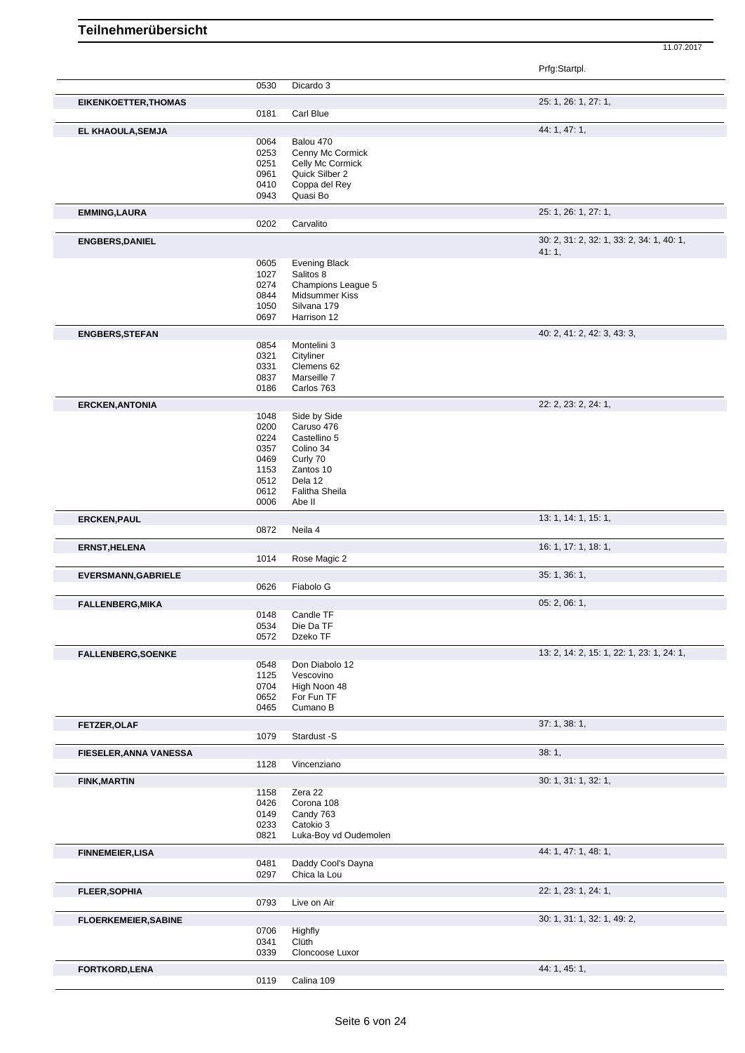# Teilnehmerübersicht

11.07.2017

| Teilnehmer | Nr. | Pferd | Prfg:Startpl. |
|---|---|---|---|
| | 0530 | Dicardo 3 | |
| **EIKENKOETTER,THOMAS** | | | 25: 1, 26: 1, 27: 1, |
| | 0181 | Carl Blue | |
| **EL KHAOULA,SEMJA** | | | 44: 1, 47: 1, |
| | 0064 | Balou 470 | |
| | 0253 | Cenny Mc Cormick | |
| | 0251 | Celly Mc Cormick | |
| | 0961 | Quick Silber 2 | |
| | 0410 | Coppa del Rey | |
| | 0943 | Quasi Bo | |
| **EMMING,LAURA** | | | 25: 1, 26: 1, 27: 1, |
| | 0202 | Carvalito | |
| **ENGBERS,DANIEL** | | | 30: 2, 31: 2, 32: 1, 33: 2, 34: 1, 40: 1, 41: 1, |
| | 0605 | Evening Black | |
| | 1027 | Salitos 8 | |
| | 0274 | Champions League 5 | |
| | 0844 | Midsummer Kiss | |
| | 1050 | Silvana 179 | |
| | 0697 | Harrison 12 | |
| **ENGBERS,STEFAN** | | | 40: 2, 41: 2, 42: 3, 43: 3, |
| | 0854 | Montelini 3 | |
| | 0321 | Cityliner | |
| | 0331 | Clemens 62 | |
| | 0837 | Marseille 7 | |
| | 0186 | Carlos 763 | |
| **ERCKEN,ANTONIA** | | | 22: 2, 23: 2, 24: 1, |
| | 1048 | Side by Side | |
| | 0200 | Caruso 476 | |
| | 0224 | Castellino 5 | |
| | 0357 | Colino 34 | |
| | 0469 | Curly 70 | |
| | 1153 | Zantos 10 | |
| | 0512 | Dela 12 | |
| | 0612 | Falitha Sheila | |
| | 0006 | Abe II | |
| **ERCKEN,PAUL** | | | 13: 1, 14: 1, 15: 1, |
| | 0872 | Neila 4 | |
| **ERNST,HELENA** | | | 16: 1, 17: 1, 18: 1, |
| | 1014 | Rose Magic 2 | |
| **EVERSMANN,GABRIELE** | | | 35: 1, 36: 1, |
| | 0626 | Fiabolo G | |
| **FALLENBERG,MIKA** | | | 05: 2, 06: 1, |
| | 0148 | Candle TF | |
| | 0534 | Die Da TF | |
| | 0572 | Dzeko TF | |
| **FALLENBERG,SOENKE** | | | 13: 2, 14: 2, 15: 1, 22: 1, 23: 1, 24: 1, |
| | 0548 | Don Diabolo 12 | |
| | 1125 | Vescovino | |
| | 0704 | High Noon 48 | |
| | 0652 | For Fun TF | |
| | 0465 | Cumano B | |
| **FETZER,OLAF** | | | 37: 1, 38: 1, |
| | 1079 | Stardust -S | |
| **FIESELER,ANNA VANESSA** | | | 38: 1, |
| | 1128 | Vincenziano | |
| **FINK,MARTIN** | | | 30: 1, 31: 1, 32: 1, |
| | 1158 | Zera 22 | |
| | 0426 | Corona 108 | |
| | 0149 | Candy 763 | |
| | 0233 | Catokio 3 | |
| | 0821 | Luka-Boy vd Oudemolen | |
| **FINNEMEIER,LISA** | | | 44: 1, 47: 1, 48: 1, |
| | 0481 | Daddy Cool's Dayna | |
| | 0297 | Chica la Lou | |
| **FLEER,SOPHIA** | | | 22: 1, 23: 1, 24: 1, |
| | 0793 | Live on Air | |
| **FLOERKEMEIER,SABINE** | | | 30: 1, 31: 1, 32: 1, 49: 2, |
| | 0706 | Highfly | |
| | 0341 | Clüth | |
| | 0339 | Cloncoose Luxor | |
| **FORTKORD,LENA** | | | 44: 1, 45: 1, |
| | 0119 | Calina 109 | |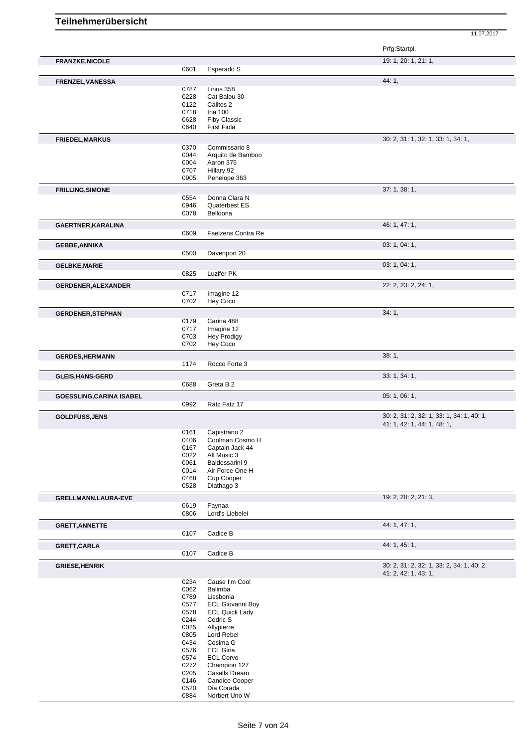# Teilnehmerübersicht

11.07.2017

| Teilnehmer | Nr. | Pferd | Prfg:Startpl. |
|---|---|---|---|
| **FRANZKE,NICOLE** | | | 19: 1, 20: 1, 21: 1, |
| | 0601 | Esperado S | |
| **FRENZEL,VANESSA** | | | 44: 1, |
| | 0787 | Linus 358 | |
| | 0228 | Cat Balou 30 | |
| | 0122 | Calitos 2 | |
| | 0718 | Ina 100 | |
| | 0628 | Fiby Classic | |
| | 0640 | First Fiola | |
| **FRIEDEL,MARKUS** | | | 30: 2, 31: 1, 32: 1, 33: 1, 34: 1, |
| | 0370 | Commissario 8 | |
| | 0044 | Arquito de Bamboo | |
| | 0004 | Aaron 375 | |
| | 0707 | Hillary 92 | |
| | 0905 | Penelope 363 | |
| **FRILLING,SIMONE** | | | 37: 1, 38: 1, |
| | 0554 | Donna Clara N | |
| | 0946 | Quaterbest ES | |
| | 0078 | Belloona | |
| **GAERTNER,KARALINA** | | | 46: 1, 47: 1, |
| | 0609 | Faelzens Contra Re | |
| **GEBBE,ANNIKA** | | | 03: 1, 04: 1, |
| | 0500 | Davenport 20 | |
| **GELBKE,MARIE** | | | 03: 1, 04: 1, |
| | 0825 | Luzifer PK | |
| **GERDENER,ALEXANDER** | | | 22: 2, 23: 2, 24: 1, |
| | 0717 | Imagine 12 | |
| | 0702 | Hey Coco | |
| **GERDENER,STEPHAN** | | | 34: 1, |
| | 0179 | Carina 488 | |
| | 0717 | Imagine 12 | |
| | 0703 | Hey Prodigy | |
| | 0702 | Hey Coco | |
| **GERDES,HERMANN** | | | 38: 1, |
| | 1174 | Rocco Forte 3 | |
| **GLEIS,HANS-GERD** | | | 33: 1, 34: 1, |
| | 0688 | Greta B 2 | |
| **GOESSLING,CARINA ISABEL** | | | 05: 1, 06: 1, |
| | 0992 | Ratz Fatz 17 | |
| **GOLDFUSS,JENS** | | | 30: 2, 31: 2, 32: 1, 33: 1, 34: 1, 40: 1, 41: 1, 42: 1, 44: 1, 48: 1, |
| | 0161 | Capistrano 2 | |
| | 0406 | Coolman Cosmo H | |
| | 0167 | Captain Jack 44 | |
| | 0022 | All Music 3 | |
| | 0061 | Baldessarini 9 | |
| | 0014 | Air Force One H | |
| | 0468 | Cup Cooper | |
| | 0528 | Diathago 3 | |
| **GRELLMANN,LAURA-EVE** | | | 19: 2, 20: 2, 21: 3, |
| | 0619 | Faynaa | |
| | 0806 | Lord's Liebelei | |
| **GRETT,ANNETTE** | | | 44: 1, 47: 1, |
| | 0107 | Cadice B | |
| **GRETT,CARLA** | | | 44: 1, 45: 1, |
| | 0107 | Cadice B | |
| **GRIESE,HENRIK** | | | 30: 2, 31: 2, 32: 1, 33: 2, 34: 1, 40: 2, 41: 2, 42: 1, 43: 1, |
| | 0234 | Cause I'm Cool | |
| | 0062 | Balimba | |
| | 0789 | Lissbonia | |
| | 0577 | ECL Giovanni Boy | |
| | 0578 | ECL Quick Lady | |
| | 0244 | Cedric S | |
| | 0025 | Allypierre | |
| | 0805 | Lord Rebel | |
| | 0434 | Cosima G | |
| | 0576 | ECL Gina | |
| | 0574 | ECL Corvo | |
| | 0272 | Champion 127 | |
| | 0205 | Casalls Dream | |
| | 0146 | Candice Cooper | |
| | 0520 | Dia Corada | |
| | 0884 | Norbert Uno W | |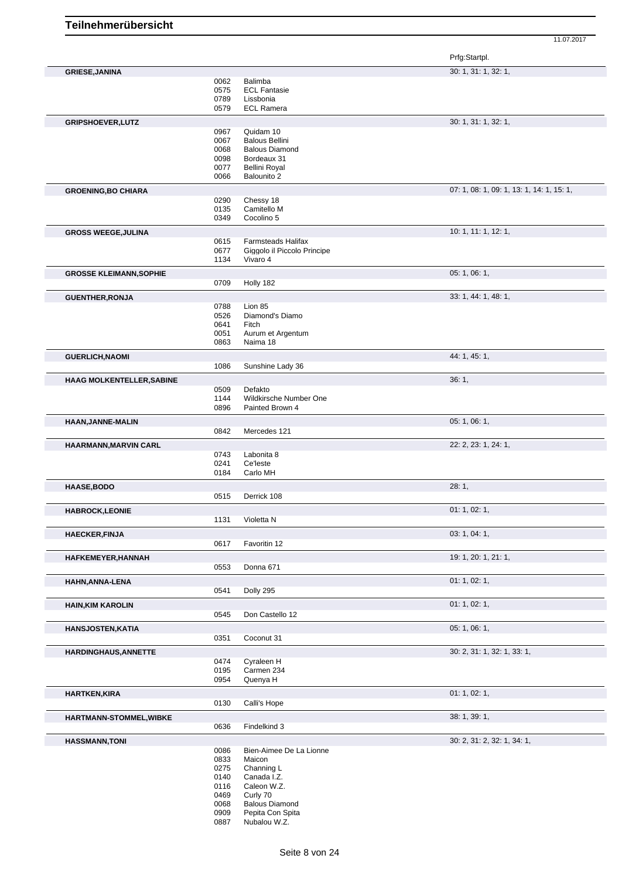# Teilnehmerübersicht

11.07.2017

| Name | Nr. | Pferd | Prfg:Startpl. |
|---|---|---|---|
| **GRIESE,JANINA** | | | 30: 1, 31: 1, 32: 1, |
| | 0062 | Balimba | |
| | 0575 | ECL Fantasie | |
| | 0789 | Lissbonia | |
| | 0579 | ECL Ramera | |
| **GRIPSHOEVER,LUTZ** | | | 30: 1, 31: 1, 32: 1, |
| | 0967 | Quidam 10 | |
| | 0067 | Balous Bellini | |
| | 0068 | Balous Diamond | |
| | 0098 | Bordeaux 31 | |
| | 0077 | Bellini Royal | |
| | 0066 | Balounito 2 | |
| **GROENING,BO CHIARA** | | | 07: 1, 08: 1, 09: 1, 13: 1, 14: 1, 15: 1, |
| | 0290 | Chessy 18 | |
| | 0135 | Camitello M | |
| | 0349 | Cocolino 5 | |
| **GROSS WEEGE,JULINA** | | | 10: 1, 11: 1, 12: 1, |
| | 0615 | Farmsteads Halifax | |
| | 0677 | Giggolo il Piccolo Principe | |
| | 1134 | Vivaro 4 | |
| **GROSSE KLEIMANN,SOPHIE** | | | 05: 1, 06: 1, |
| | 0709 | Holly 182 | |
| **GUENTHER,RONJA** | | | 33: 1, 44: 1, 48: 1, |
| | 0788 | Lion 85 | |
| | 0526 | Diamond's Diamo | |
| | 0641 | Fitch | |
| | 0051 | Aurum et Argentum | |
| | 0863 | Naima 18 | |
| **GUERLICH,NAOMI** | | | 44: 1, 45: 1, |
| | 1086 | Sunshine Lady 36 | |
| **HAAG MOLKENTELLER,SABINE** | | | 36: 1, |
| | 0509 | Defakto | |
| | 1144 | Wildkirsche Number One | |
| | 0896 | Painted Brown 4 | |
| **HAAN,JANNE-MALIN** | | | 05: 1, 06: 1, |
| | 0842 | Mercedes 121 | |
| **HAARMANN,MARVIN CARL** | | | 22: 2, 23: 1, 24: 1, |
| | 0743 | Labonita 8 | |
| | 0241 | Ce'leste | |
| | 0184 | Carlo MH | |
| **HAASE,BODO** | | | 28: 1, |
| | 0515 | Derrick 108 | |
| **HABROCK,LEONIE** | | | 01: 1, 02: 1, |
| | 1131 | Violetta N | |
| **HAECKER,FINJA** | | | 03: 1, 04: 1, |
| | 0617 | Favoritin 12 | |
| **HAFKEMEYER,HANNAH** | | | 19: 1, 20: 1, 21: 1, |
| | 0553 | Donna 671 | |
| **HAHN,ANNA-LENA** | | | 01: 1, 02: 1, |
| | 0541 | Dolly 295 | |
| **HAIN,KIM KAROLIN** | | | 01: 1, 02: 1, |
| | 0545 | Don Castello 12 | |
| **HANSJOSTEN,KATIA** | | | 05: 1, 06: 1, |
| | 0351 | Coconut 31 | |
| **HARDINGHAUS,ANNETTE** | | | 30: 2, 31: 1, 32: 1, 33: 1, |
| | 0474 | Cyraleen H | |
| | 0195 | Carmen 234 | |
| | 0954 | Quenya H | |
| **HARTKEN,KIRA** | | | 01: 1, 02: 1, |
| | 0130 | Calli's Hope | |
| **HARTMANN-STOMMEL,WIBKE** | | | 38: 1, 39: 1, |
| | 0636 | Findelkind 3 | |
| **HASSMANN,TONI** | | | 30: 2, 31: 2, 32: 1, 34: 1, |
| | 0086 | Bien-Aimee De La Lionne | |
| | 0833 | Maicon | |
| | 0275 | Channing L | |
| | 0140 | Canada I.Z. | |
| | 0116 | Caleon W.Z. | |
| | 0469 | Curly 70 | |
| | 0068 | Balous Diamond | |
| | 0909 | Pepita Con Spita | |
| | 0887 | Nubalou W.Z. | |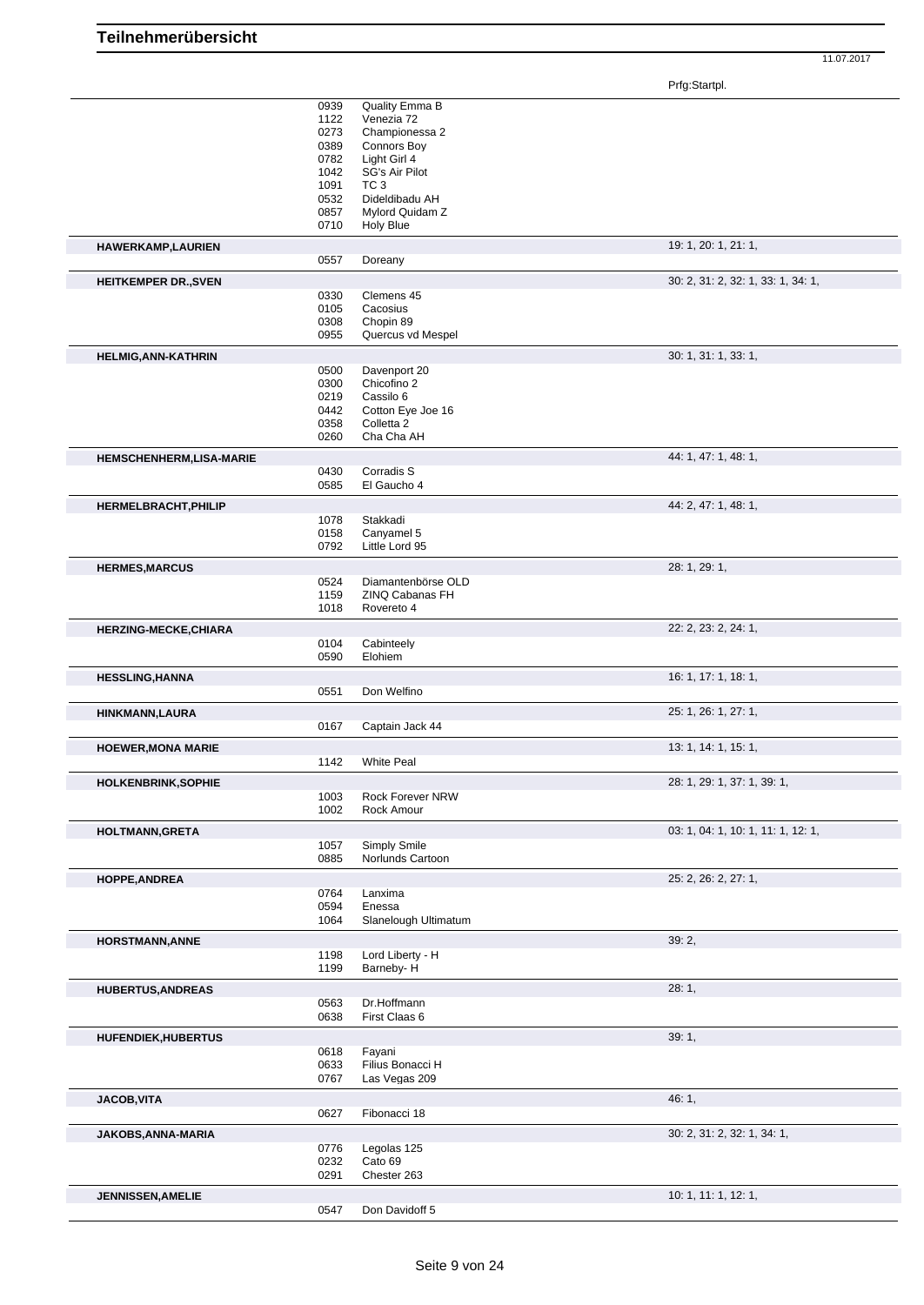# Teilnehmerübersicht

11.07.2017

| Name | Nr. | Pferd | Prfg:Startpl. |
|---|---|---|---|
| | 0939 | Quality Emma B | |
| | 1122 | Venezia 72 | |
| | 0273 | Championessa 2 | |
| | 0389 | Connors Boy | |
| | 0782 | Light Girl 4 | |
| | 1042 | SG's Air Pilot | |
| | 1091 | TC 3 | |
| | 0532 | Dideldibadu AH | |
| | 0857 | Mylord Quidam Z | |
| | 0710 | Holy Blue | |
| **HAWERKAMP,LAURIEN** | | | 19: 1, 20: 1, 21: 1, |
| | 0557 | Doreany | |
| **HEITKEMPER DR.,SVEN** | | | 30: 2, 31: 2, 32: 1, 33: 1, 34: 1, |
| | 0330 | Clemens 45 | |
| | 0105 | Cacosius | |
| | 0308 | Chopin 89 | |
| | 0955 | Quercus vd Mespel | |
| **HELMIG,ANN-KATHRIN** | | | 30: 1, 31: 1, 33: 1, |
| | 0500 | Davenport 20 | |
| | 0300 | Chicofino 2 | |
| | 0219 | Cassilo 6 | |
| | 0442 | Cotton Eye Joe 16 | |
| | 0358 | Colletta 2 | |
| | 0260 | Cha Cha AH | |
| **HEMSCHENHERM,LISA-MARIE** | | | 44: 1, 47: 1, 48: 1, |
| | 0430 | Corradis S | |
| | 0585 | El Gaucho 4 | |
| **HERMELBRACHT,PHILIP** | | | 44: 2, 47: 1, 48: 1, |
| | 1078 | Stakkadi | |
| | 0158 | Canyamel 5 | |
| | 0792 | Little Lord 95 | |
| **HERMES,MARCUS** | | | 28: 1, 29: 1, |
| | 0524 | Diamantenbörse OLD | |
| | 1159 | ZINQ Cabanas FH | |
| | 1018 | Rovereto 4 | |
| **HERZING-MECKE,CHIARA** | | | 22: 2, 23: 2, 24: 1, |
| | 0104 | Cabinteely | |
| | 0590 | Elohiem | |
| **HESSLING,HANNA** | | | 16: 1, 17: 1, 18: 1, |
| | 0551 | Don Welfino | |
| **HINKMANN,LAURA** | | | 25: 1, 26: 1, 27: 1, |
| | 0167 | Captain Jack 44 | |
| **HOEWER,MONA MARIE** | | | 13: 1, 14: 1, 15: 1, |
| | 1142 | White Peal | |
| **HOLKENBRINK,SOPHIE** | | | 28: 1, 29: 1, 37: 1, 39: 1, |
| | 1003 | Rock Forever NRW | |
| | 1002 | Rock Amour | |
| **HOLTMANN,GRETA** | | | 03: 1, 04: 1, 10: 1, 11: 1, 12: 1, |
| | 1057 | Simply Smile | |
| | 0885 | Norlunds Cartoon | |
| **HOPPE,ANDREA** | | | 25: 2, 26: 2, 27: 1, |
| | 0764 | Lanxima | |
| | 0594 | Enessa | |
| | 1064 | Slanelough Ultimatum | |
| **HORSTMANN,ANNE** | | | 39: 2, |
| | 1198 | Lord Liberty - H | |
| | 1199 | Barneby- H | |
| **HUBERTUS,ANDREAS** | | | 28: 1, |
| | 0563 | Dr.Hoffmann | |
| | 0638 | First Claas 6 | |
| **HUFENDIEK,HUBERTUS** | | | 39: 1, |
| | 0618 | Fayani | |
| | 0633 | Filius Bonacci H | |
| | 0767 | Las Vegas 209 | |
| **JACOB,VITA** | | | 46: 1, |
| | 0627 | Fibonacci 18 | |
| **JAKOBS,ANNA-MARIA** | | | 30: 2, 31: 2, 32: 1, 34: 1, |
| | 0776 | Legolas 125 | |
| | 0232 | Cato 69 | |
| | 0291 | Chester 263 | |
| **JENNISSEN,AMELIE** | | | 10: 1, 11: 1, 12: 1, |
| | 0547 | Don Davidoff 5 | |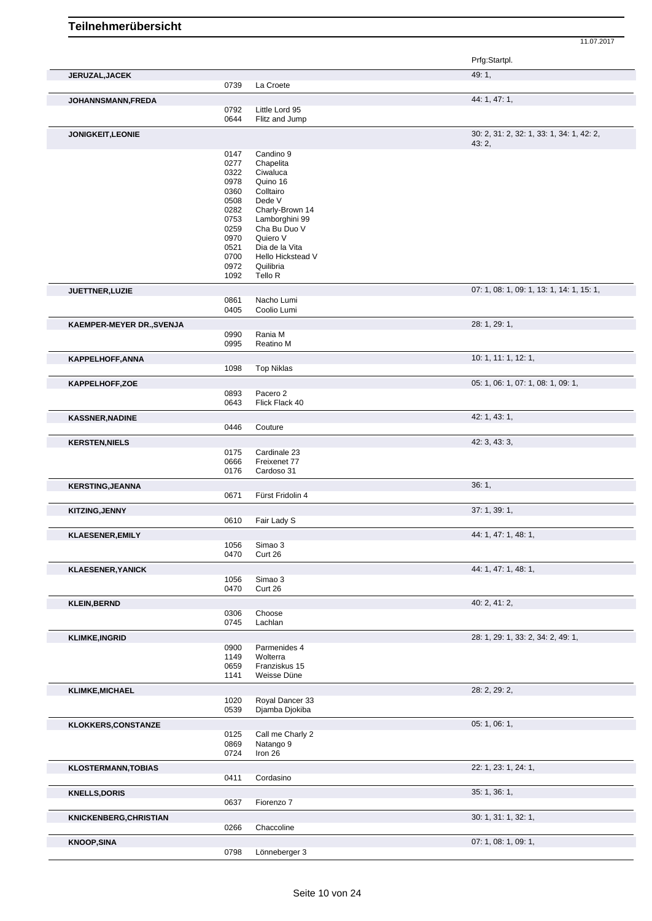# Teilnehmerübersicht

11.07.2017

| Name | Nr. | Pferd | Prfg:Startpl. |
|---|---|---|---|
| **JERUZAL,JACEK** | | | 49: 1, |
| | 0739 | La Croete | |
| **JOHANNSMANN,FREDA** | | | 44: 1, 47: 1, |
| | 0792 | Little Lord 95 | |
| | 0644 | Flitz and Jump | |
| **JONIGKEIT,LEONIE** | | | 30: 2, 31: 2, 32: 1, 33: 1, 34: 1, 42: 2, 43: 2, |
| | 0147 | Candino 9 | |
| | 0277 | Chapelita | |
| | 0322 | Ciwaluca | |
| | 0978 | Quino 16 | |
| | 0360 | Colltairo | |
| | 0508 | Dede V | |
| | 0282 | Charly-Brown 14 | |
| | 0753 | Lamborghini 99 | |
| | 0259 | Cha Bu Duo V | |
| | 0970 | Quiero V | |
| | 0521 | Dia de la Vita | |
| | 0700 | Hello Hickstead V | |
| | 0972 | Quilibria | |
| | 1092 | Tello R | |
| **JUETTNER,LUZIE** | | | 07: 1, 08: 1, 09: 1, 13: 1, 14: 1, 15: 1, |
| | 0861 | Nacho Lumi | |
| | 0405 | Coolio Lumi | |
| **KAEMPER-MEYER DR.,SVENJA** | | | 28: 1, 29: 1, |
| | 0990 | Rania M | |
| | 0995 | Reatino M | |
| **KAPPELHOFF,ANNA** | | | 10: 1, 11: 1, 12: 1, |
| | 1098 | Top Niklas | |
| **KAPPELHOFF,ZOE** | | | 05: 1, 06: 1, 07: 1, 08: 1, 09: 1, |
| | 0893 | Pacero 2 | |
| | 0643 | Flick Flack 40 | |
| **KASSNER,NADINE** | | | 42: 1, 43: 1, |
| | 0446 | Couture | |
| **KERSTEN,NIELS** | | | 42: 3, 43: 3, |
| | 0175 | Cardinale 23 | |
| | 0666 | Freixenet 77 | |
| | 0176 | Cardoso 31 | |
| **KERSTING,JEANNA** | | | 36: 1, |
| | 0671 | Fürst Fridolin 4 | |
| **KITZING,JENNY** | | | 37: 1, 39: 1, |
| | 0610 | Fair Lady S | |
| **KLAESENER,EMILY** | | | 44: 1, 47: 1, 48: 1, |
| | 1056 | Simao 3 | |
| | 0470 | Curt 26 | |
| **KLAESENER,YANICK** | | | 44: 1, 47: 1, 48: 1, |
| | 1056 | Simao 3 | |
| | 0470 | Curt 26 | |
| **KLEIN,BERND** | | | 40: 2, 41: 2, |
| | 0306 | Choose | |
| | 0745 | Lachlan | |
| **KLIMKE,INGRID** | | | 28: 1, 29: 1, 33: 2, 34: 2, 49: 1, |
| | 0900 | Parmenides 4 | |
| | 1149 | Wolterra | |
| | 0659 | Franziskus 15 | |
| | 1141 | Weisse Düne | |
| **KLIMKE,MICHAEL** | | | 28: 2, 29: 2, |
| | 1020 | Royal Dancer 33 | |
| | 0539 | Djamba Djokiba | |
| **KLOKKERS,CONSTANZE** | | | 05: 1, 06: 1, |
| | 0125 | Call me Charly 2 | |
| | 0869 | Natango 9 | |
| | 0724 | Iron 26 | |
| **KLOSTERMANN,TOBIAS** | | | 22: 1, 23: 1, 24: 1, |
| | 0411 | Cordasino | |
| **KNELLS,DORIS** | | | 35: 1, 36: 1, |
| | 0637 | Fiorenzo 7 | |
| **KNICKENBERG,CHRISTIAN** | | | 30: 1, 31: 1, 32: 1, |
| | 0266 | Chaccoline | |
| **KNOOP,SINA** | | | 07: 1, 08: 1, 09: 1, |
| | 0798 | Lönneberger 3 | |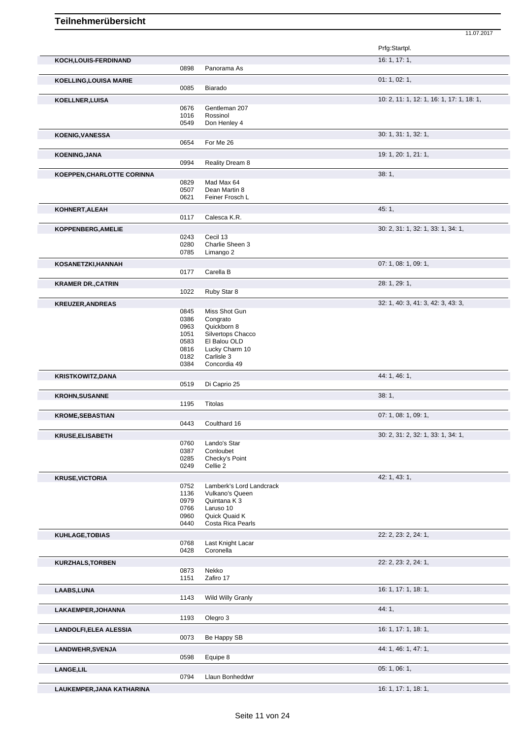# Teilnehmerübersicht

11.07.2017

| Name | Nr. | Pferd | Prfg:Startpl. |
|---|---|---|---|
| **KOCH,LOUIS-FERDINAND** | | | 16: 1, 17: 1, |
| | 0898 | Panorama As | |
| **KOELLING,LOUISA MARIE** | | | 01: 1, 02: 1, |
| | 0085 | Biarado | |
| **KOELLNER,LUISA** | | | 10: 2, 11: 1, 12: 1, 16: 1, 17: 1, 18: 1, |
| | 0676 | Gentleman 207 | |
| | 1016 | Rossinol | |
| | 0549 | Don Henley 4 | |
| **KOENIG,VANESSA** | | | 30: 1, 31: 1, 32: 1, |
| | 0654 | For Me 26 | |
| **KOENING,JANA** | | | 19: 1, 20: 1, 21: 1, |
| | 0994 | Reality Dream 8 | |
| **KOEPPEN,CHARLOTTE CORINNA** | | | 38: 1, |
| | 0829 | Mad Max 64 | |
| | 0507 | Dean Martin 8 | |
| | 0621 | Feiner Frosch L | |
| **KOHNERT,ALEAH** | | | 45: 1, |
| | 0117 | Calesca K.R. | |
| **KOPPENBERG,AMELIE** | | | 30: 2, 31: 1, 32: 1, 33: 1, 34: 1, |
| | 0243 | Cecil 13 | |
| | 0280 | Charlie Sheen 3 | |
| | 0785 | Limango 2 | |
| **KOSANETZKI,HANNAH** | | | 07: 1, 08: 1, 09: 1, |
| | 0177 | Carella B | |
| **KRAMER DR.,CATRIN** | | | 28: 1, 29: 1, |
| | 1022 | Ruby Star 8 | |
| **KREUZER,ANDREAS** | | | 32: 1, 40: 3, 41: 3, 42: 3, 43: 3, |
| | 0845 | Miss Shot Gun | |
| | 0386 | Congrato | |
| | 0963 | Quickborn 8 | |
| | 1051 | Silvertops Chacco | |
| | 0583 | El Balou OLD | |
| | 0816 | Lucky Charm 10 | |
| | 0182 | Carlisle 3 | |
| | 0384 | Concordia 49 | |
| **KRISTKOWITZ,DANA** | | | 44: 1, 46: 1, |
| | 0519 | Di Caprio 25 | |
| **KROHN,SUSANNE** | | | 38: 1, |
| | 1195 | Titolas | |
| **KROME,SEBASTIAN** | | | 07: 1, 08: 1, 09: 1, |
| | 0443 | Coulthard 16 | |
| **KRUSE,ELISABETH** | | | 30: 2, 31: 2, 32: 1, 33: 1, 34: 1, |
| | 0760 | Lando's Star | |
| | 0387 | Conloubet | |
| | 0285 | Checky's Point | |
| | 0249 | Cellie 2 | |
| **KRUSE,VICTORIA** | | | 42: 1, 43: 1, |
| | 0752 | Lamberk's Lord Landcrack | |
| | 1136 | Vulkano's Queen | |
| | 0979 | Quintana K 3 | |
| | 0766 | Laruso 10 | |
| | 0960 | Quick Quaid K | |
| | 0440 | Costa Rica Pearls | |
| **KUHLAGE,TOBIAS** | | | 22: 2, 23: 2, 24: 1, |
| | 0768 | Last Knight Lacar | |
| | 0428 | Coronella | |
| **KURZHALS,TORBEN** | | | 22: 2, 23: 2, 24: 1, |
| | 0873 | Nekko | |
| | 1151 | Zafiro 17 | |
| **LAABS,LUNA** | | | 16: 1, 17: 1, 18: 1, |
| | 1143 | Wild Willy Granly | |
| **LAKAEMPER,JOHANNA** | | | 44: 1, |
| | 1193 | Olegro 3 | |
| **LANDOLFI,ELEA ALESSIA** | | | 16: 1, 17: 1, 18: 1, |
| | 0073 | Be Happy SB | |
| **LANDWEHR,SVENJA** | | | 44: 1, 46: 1, 47: 1, |
| | 0598 | Equipe 8 | |
| **LANGE,LIL** | | | 05: 1, 06: 1, |
| | 0794 | Llaun Bonheddwr | |
| **LAUKEMPER,JANA KATHARINA** | | | 16: 1, 17: 1, 18: 1, |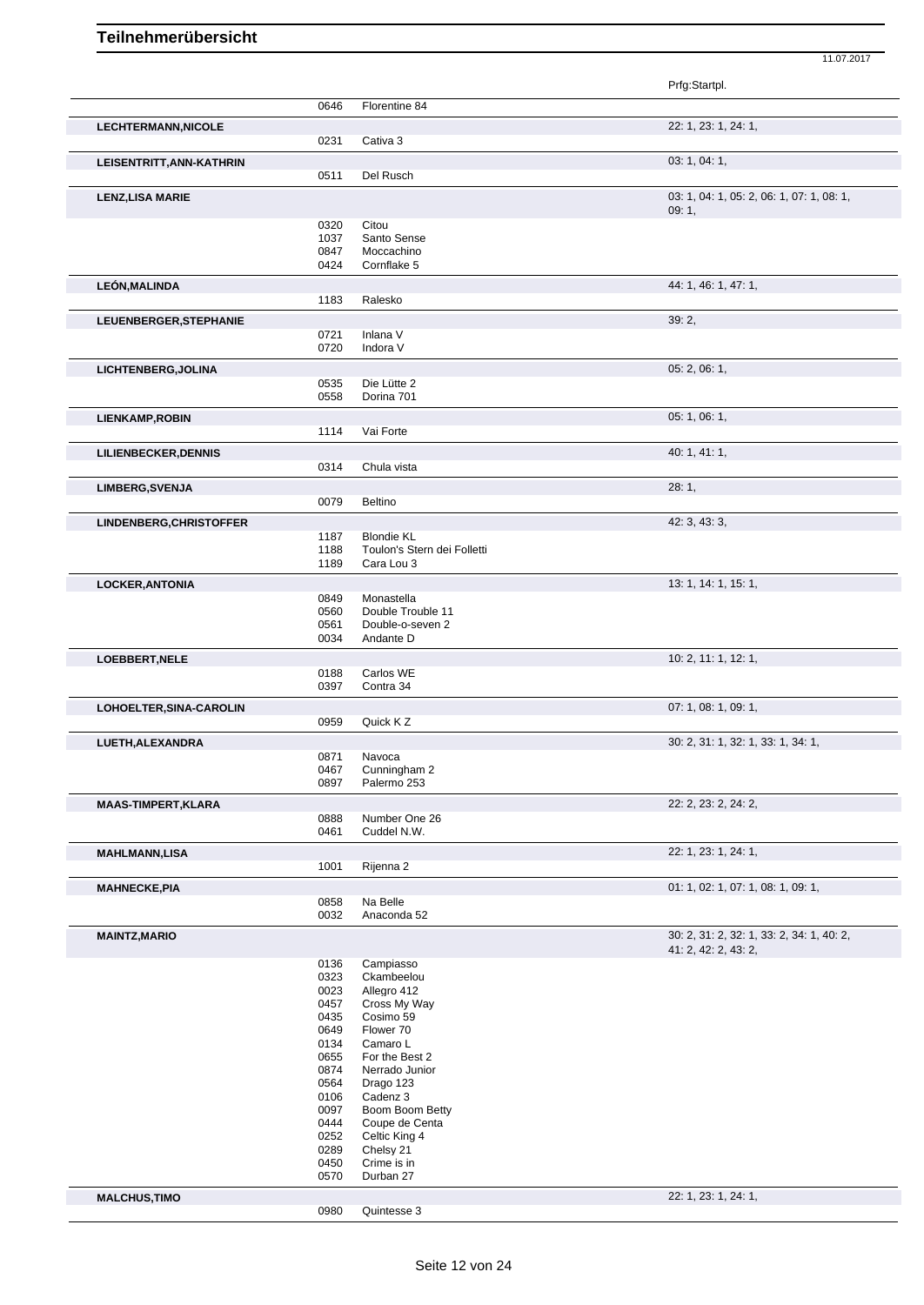# Teilnehmerübersicht

11.07.2017

| Name | Nr. | Pferd | Prfg:Startpl. |
|---|---|---|---|
| | 0646 | Florentine 84 | |
| **LECHTERMANN,NICOLE** | | | 22: 1, 23: 1, 24: 1, |
| | 0231 | Cativa 3 | |
| **LEISENTRITT,ANN-KATHRIN** | | | 03: 1, 04: 1, |
| | 0511 | Del Rusch | |
| **LENZ,LISA MARIE** | | | 03: 1, 04: 1, 05: 2, 06: 1, 07: 1, 08: 1, 09: 1, |
| | 0320 | Citou | |
| | 1037 | Santo Sense | |
| | 0847 | Moccachino | |
| | 0424 | Cornflake 5 | |
| **LEÓN,MALINDA** | | | 44: 1, 46: 1, 47: 1, |
| | 1183 | Ralesko | |
| **LEUENBERGER,STEPHANIE** | | | 39: 2, |
| | 0721 | Inlana V | |
| | 0720 | Indora V | |
| **LICHTENBERG,JOLINA** | | | 05: 2, 06: 1, |
| | 0535 | Die Lütte 2 | |
| | 0558 | Dorina 701 | |
| **LIENKAMP,ROBIN** | | | 05: 1, 06: 1, |
| | 1114 | Vai Forte | |
| **LILIENBECKER,DENNIS** | | | 40: 1, 41: 1, |
| | 0314 | Chula vista | |
| **LIMBERG,SVENJA** | | | 28: 1, |
| | 0079 | Beltino | |
| **LINDENBERG,CHRISTOFFER** | | | 42: 3, 43: 3, |
| | 1187 | Blondie KL | |
| | 1188 | Toulon's Stern dei Folletti | |
| | 1189 | Cara Lou 3 | |
| **LOCKER,ANTONIA** | | | 13: 1, 14: 1, 15: 1, |
| | 0849 | Monastella | |
| | 0560 | Double Trouble 11 | |
| | 0561 | Double-o-seven 2 | |
| | 0034 | Andante D | |
| **LOEBBERT,NELE** | | | 10: 2, 11: 1, 12: 1, |
| | 0188 | Carlos WE | |
| | 0397 | Contra 34 | |
| **LOHOELTER,SINA-CAROLIN** | | | 07: 1, 08: 1, 09: 1, |
| | 0959 | Quick K Z | |
| **LUETH,ALEXANDRA** | | | 30: 2, 31: 1, 32: 1, 33: 1, 34: 1, |
| | 0871 | Navoca | |
| | 0467 | Cunningham 2 | |
| | 0897 | Palermo 253 | |
| **MAAS-TIMPERT,KLARA** | | | 22: 2, 23: 2, 24: 2, |
| | 0888 | Number One 26 | |
| | 0461 | Cuddel N.W. | |
| **MAHLMANN,LISA** | | | 22: 1, 23: 1, 24: 1, |
| | 1001 | Rijenna 2 | |
| **MAHNECKE,PIA** | | | 01: 1, 02: 1, 07: 1, 08: 1, 09: 1, |
| | 0858 | Na Belle | |
| | 0032 | Anaconda 52 | |
| **MAINTZ,MARIO** | | | 30: 2, 31: 2, 32: 1, 33: 2, 34: 1, 40: 2, 41: 2, 42: 2, 43: 2, |
| | 0136 | Campiasso | |
| | 0323 | Ckambeelou | |
| | 0023 | Allegro 412 | |
| | 0457 | Cross My Way | |
| | 0435 | Cosimo 59 | |
| | 0649 | Flower 70 | |
| | 0134 | Camaro L | |
| | 0655 | For the Best 2 | |
| | 0874 | Nerrado Junior | |
| | 0564 | Drago 123 | |
| | 0106 | Cadenz 3 | |
| | 0097 | Boom Boom Betty | |
| | 0444 | Coupe de Centa | |
| | 0252 | Celtic King 4 | |
| | 0289 | Chelsy 21 | |
| | 0450 | Crime is in | |
| | 0570 | Durban 27 | |
| **MALCHUS,TIMO** | | | 22: 1, 23: 1, 24: 1, |
| | 0980 | Quintesse 3 | |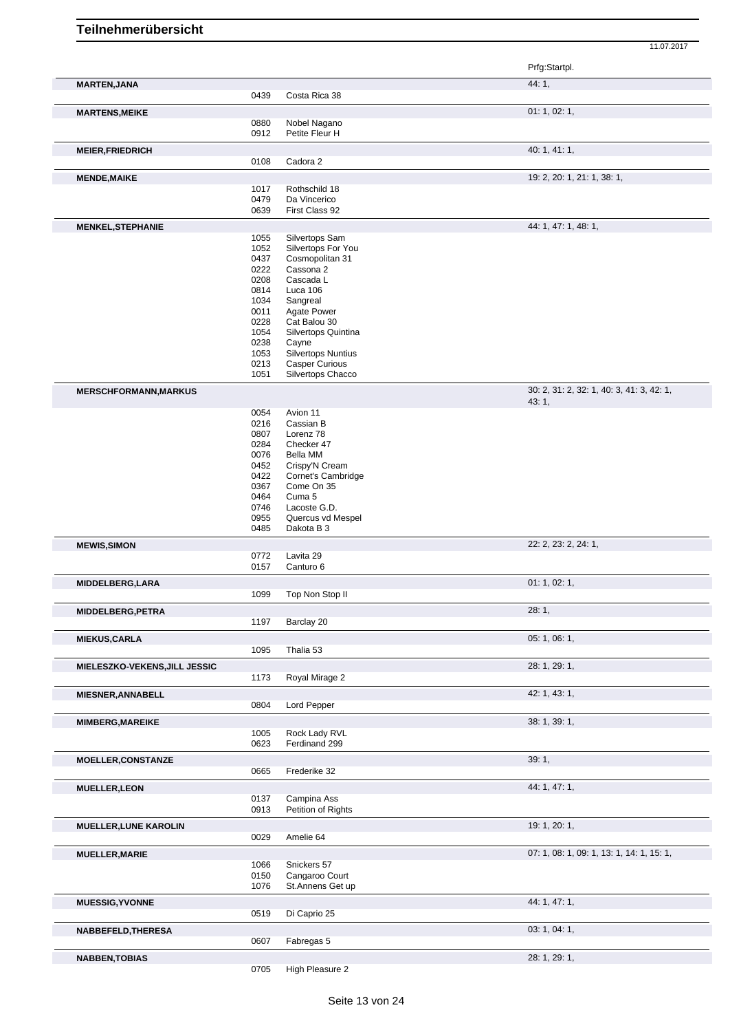# Teilnehmerübersicht

11.07.2017

| Name | Nr. | Pferd | Prfg:Startpl. |
|---|---|---|---|
| **MARTEN,JANA** | | | 44: 1, |
| | 0439 | Costa Rica 38 | |
| **MARTENS,MEIKE** | | | 01: 1, 02: 1, |
| | 0880 | Nobel Nagano | |
| | 0912 | Petite Fleur H | |
| **MEIER,FRIEDRICH** | | | 40: 1, 41: 1, |
| | 0108 | Cadora 2 | |
| **MENDE,MAIKE** | | | 19: 2, 20: 1, 21: 1, 38: 1, |
| | 1017 | Rothschild 18 | |
| | 0479 | Da Vincerico | |
| | 0639 | First Class 92 | |
| **MENKEL,STEPHANIE** | | | 44: 1, 47: 1, 48: 1, |
| | 1055 | Silvertops Sam | |
| | 1052 | Silvertops For You | |
| | 0437 | Cosmopolitan 31 | |
| | 0222 | Cassona 2 | |
| | 0208 | Cascada L | |
| | 0814 | Luca 106 | |
| | 1034 | Sangreal | |
| | 0011 | Agate Power | |
| | 0228 | Cat Balou 30 | |
| | 1054 | Silvertops Quintina | |
| | 0238 | Cayne | |
| | 1053 | Silvertops Nuntius | |
| | 0213 | Casper Curious | |
| | 1051 | Silvertops Chacco | |
| **MERSCHFORMANN,MARKUS** | | | 30: 2, 31: 2, 32: 1, 40: 3, 41: 3, 42: 1, 43: 1, |
| | 0054 | Avion 11 | |
| | 0216 | Cassian B | |
| | 0807 | Lorenz 78 | |
| | 0284 | Checker 47 | |
| | 0076 | Bella MM | |
| | 0452 | Crispy'N Cream | |
| | 0422 | Cornet's Cambridge | |
| | 0367 | Come On 35 | |
| | 0464 | Cuma 5 | |
| | 0746 | Lacoste G.D. | |
| | 0955 | Quercus vd Mespel | |
| | 0485 | Dakota B 3 | |
| **MEWIS,SIMON** | | | 22: 2, 23: 2, 24: 1, |
| | 0772 | Lavita 29 | |
| | 0157 | Canturo 6 | |
| **MIDDELBERG,LARA** | | | 01: 1, 02: 1, |
| | 1099 | Top Non Stop II | |
| **MIDDELBERG,PETRA** | | | 28: 1, |
| | 1197 | Barclay 20 | |
| **MIEKUS,CARLA** | | | 05: 1, 06: 1, |
| | 1095 | Thalia 53 | |
| **MIELESZKO-VEKENS,JILL JESSIC** | | | 28: 1, 29: 1, |
| | 1173 | Royal Mirage 2 | |
| **MIESNER,ANNABELL** | | | 42: 1, 43: 1, |
| | 0804 | Lord Pepper | |
| **MIMBERG,MAREIKE** | | | 38: 1, 39: 1, |
| | 1005 | Rock Lady RVL | |
| | 0623 | Ferdinand 299 | |
| **MOELLER,CONSTANZE** | | | 39: 1, |
| | 0665 | Frederike 32 | |
| **MUELLER,LEON** | | | 44: 1, 47: 1, |
| | 0137 | Campina Ass | |
| | 0913 | Petition of Rights | |
| **MUELLER,LUNE KAROLIN** | | | 19: 1, 20: 1, |
| | 0029 | Amelie 64 | |
| **MUELLER,MARIE** | | | 07: 1, 08: 1, 09: 1, 13: 1, 14: 1, 15: 1, |
| | 1066 | Snickers 57 | |
| | 0150 | Cangaroo Court | |
| | 1076 | St.Annens Get up | |
| **MUESSIG,YVONNE** | | | 44: 1, 47: 1, |
| | 0519 | Di Caprio 25 | |
| **NABBEFELD,THERESA** | | | 03: 1, 04: 1, |
| | 0607 | Fabregas 5 | |
| **NABBEN,TOBIAS** | | | 28: 1, 29: 1, |
| | 0705 | High Pleasure 2 | |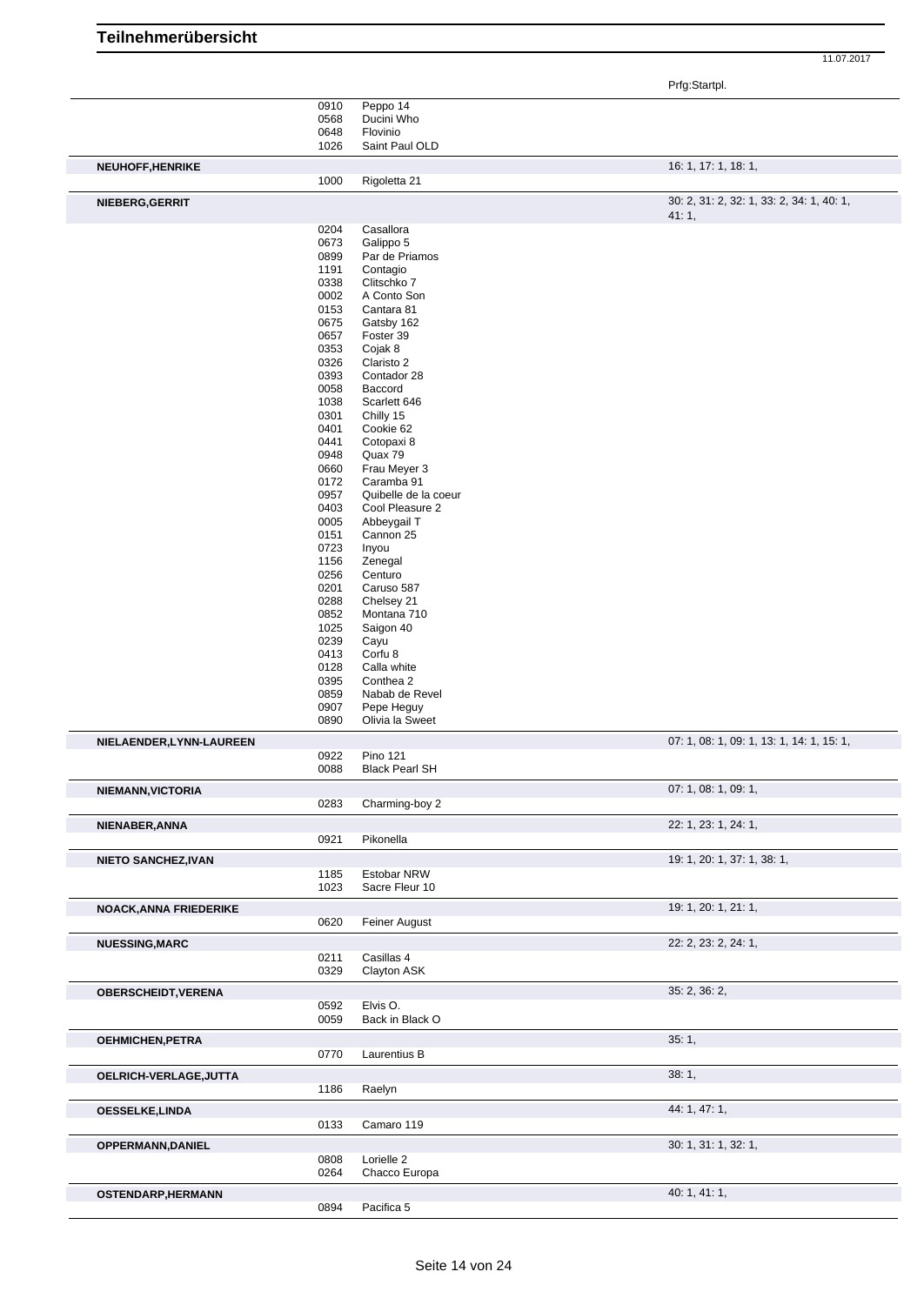# Teilnehmerübersicht

11.07.2017

| | | | Prfg:Startpl. |
|---|---|---|---|
| | 0910 | Peppo 14 | |
| | 0568 | Ducini Who | |
| | 0648 | Flovinio | |
| | 1026 | Saint Paul OLD | |
| **NEUHOFF,HENRIKE** | | | 16: 1, 17: 1, 18: 1, |
| | 1000 | Rigoletta 21 | |
| **NIEBERG,GERRIT** | | | 30: 2, 31: 2, 32: 1, 33: 2, 34: 1, 40: 1, 41: 1, |
| | 0204 | Casallora | |
| | 0673 | Galippo 5 | |
| | 0899 | Par de Priamos | |
| | 1191 | Contagio | |
| | 0338 | Clitschko 7 | |
| | 0002 | A Conto Son | |
| | 0153 | Cantara 81 | |
| | 0675 | Gatsby 162 | |
| | 0657 | Foster 39 | |
| | 0353 | Cojak 8 | |
| | 0326 | Claristo 2 | |
| | 0393 | Contador 28 | |
| | 0058 | Baccord | |
| | 1038 | Scarlett 646 | |
| | 0301 | Chilly 15 | |
| | 0401 | Cookie 62 | |
| | 0441 | Cotopaxi 8 | |
| | 0948 | Quax 79 | |
| | 0660 | Frau Meyer 3 | |
| | 0172 | Caramba 91 | |
| | 0957 | Quibelle de la coeur | |
| | 0403 | Cool Pleasure 2 | |
| | 0005 | Abbeygail T | |
| | 0151 | Cannon 25 | |
| | 0723 | Inyou | |
| | 1156 | Zenegal | |
| | 0256 | Centuro | |
| | 0201 | Caruso 587 | |
| | 0288 | Chelsey 21 | |
| | 0852 | Montana 710 | |
| | 1025 | Saigon 40 | |
| | 0239 | Cayu | |
| | 0413 | Corfu 8 | |
| | 0128 | Calla white | |
| | 0395 | Conthea 2 | |
| | 0859 | Nabab de Revel | |
| | 0907 | Pepe Heguy | |
| | 0890 | Olivia la Sweet | |
| **NIELAENDER,LYNN-LAUREEN** | | | 07: 1, 08: 1, 09: 1, 13: 1, 14: 1, 15: 1, |
| | 0922 | Pino 121 | |
| | 0088 | Black Pearl SH | |
| **NIEMANN,VICTORIA** | | | 07: 1, 08: 1, 09: 1, |
| | 0283 | Charming-boy 2 | |
| **NIENABER,ANNA** | | | 22: 1, 23: 1, 24: 1, |
| | 0921 | Pikonella | |
| **NIETO SANCHEZ,IVAN** | | | 19: 1, 20: 1, 37: 1, 38: 1, |
| | 1185 | Estobar NRW | |
| | 1023 | Sacre Fleur 10 | |
| **NOACK,ANNA FRIEDERIKE** | | | 19: 1, 20: 1, 21: 1, |
| | 0620 | Feiner August | |
| **NUESSING,MARC** | | | 22: 2, 23: 2, 24: 1, |
| | 0211 | Casillas 4 | |
| | 0329 | Clayton ASK | |
| **OBERSCHEIDT,VERENA** | | | 35: 2, 36: 2, |
| | 0592 | Elvis O. | |
| | 0059 | Back in Black O | |
| **OEHMICHEN,PETRA** | | | 35: 1, |
| | 0770 | Laurentius B | |
| **OELRICH-VERLAGE,JUTTA** | | | 38: 1, |
| | 1186 | Raelyn | |
| **OESSELKE,LINDA** | | | 44: 1, 47: 1, |
| | 0133 | Camaro 119 | |
| **OPPERMANN,DANIEL** | | | 30: 1, 31: 1, 32: 1, |
| | 0808 | Lorielle 2 | |
| | 0264 | Chacco Europa | |
| **OSTENDARP,HERMANN** | | | 40: 1, 41: 1, |
| | 0894 | Pacifica 5 | |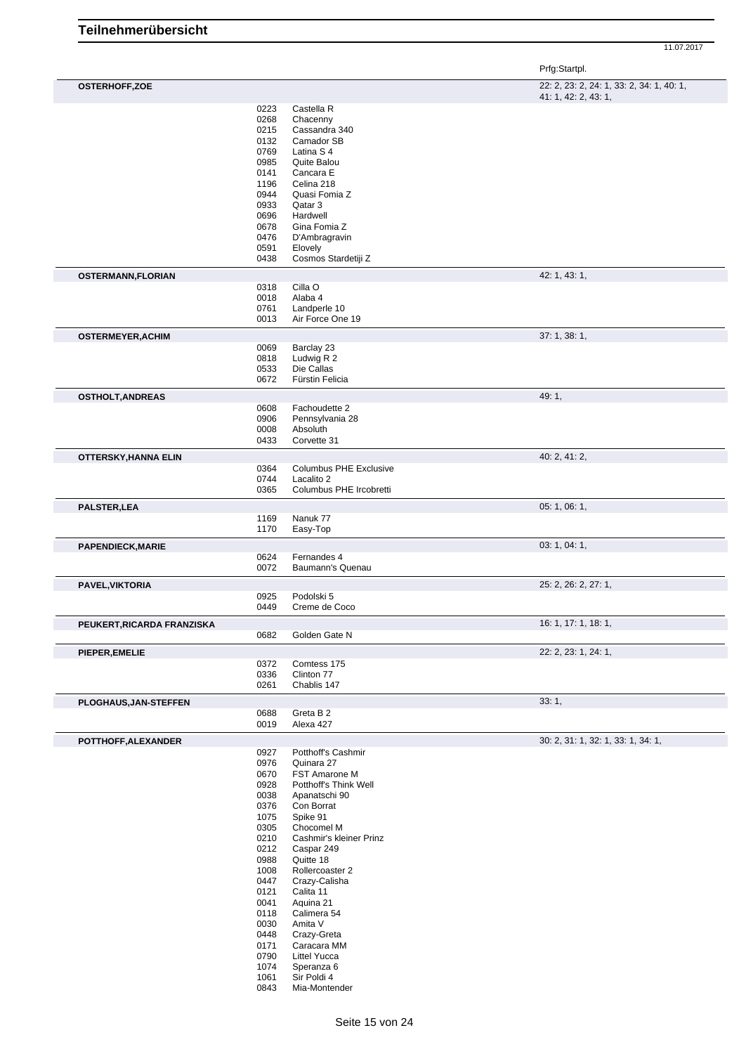# Teilnehmerübersicht

11.07.2017

| Teilnehmer | Nr. | Pferd | Prfg:Startpl. |
|---|---|---|---|
| **OSTERHOFF,ZOE** | | | 22: 2, 23: 2, 24: 1, 33: 2, 34: 1, 40: 1, 41: 1, 42: 2, 43: 1, |
| | 0223 | Castella R | |
| | 0268 | Chacenny | |
| | 0215 | Cassandra 340 | |
| | 0132 | Camador SB | |
| | 0769 | Latina S 4 | |
| | 0985 | Quite Balou | |
| | 0141 | Cancara E | |
| | 1196 | Celina 218 | |
| | 0944 | Quasi Fomia Z | |
| | 0933 | Qatar 3 | |
| | 0696 | Hardwell | |
| | 0678 | Gina Fomia Z | |
| | 0476 | D'Ambragravin | |
| | 0591 | Elovely | |
| | 0438 | Cosmos Stardetiji Z | |
| **OSTERMANN,FLORIAN** | | | 42: 1, 43: 1, |
| | 0318 | Cilla O | |
| | 0018 | Alaba 4 | |
| | 0761 | Landperle 10 | |
| | 0013 | Air Force One 19 | |
| **OSTERMEYER,ACHIM** | | | 37: 1, 38: 1, |
| | 0069 | Barclay 23 | |
| | 0818 | Ludwig R 2 | |
| | 0533 | Die Callas | |
| | 0672 | Fürstin Felicia | |
| **OSTHOLT,ANDREAS** | | | 49: 1, |
| | 0608 | Fachoudette 2 | |
| | 0906 | Pennsylvania 28 | |
| | 0008 | Absoluth | |
| | 0433 | Corvette 31 | |
| **OTTERSKY,HANNA ELIN** | | | 40: 2, 41: 2, |
| | 0364 | Columbus PHE Exclusive | |
| | 0744 | Lacalito 2 | |
| | 0365 | Columbus PHE Ircobretti | |
| **PALSTER,LEA** | | | 05: 1, 06: 1, |
| | 1169 | Nanuk 77 | |
| | 1170 | Easy-Top | |
| **PAPENDIECK,MARIE** | | | 03: 1, 04: 1, |
| | 0624 | Fernandes 4 | |
| | 0072 | Baumann's Quenau | |
| **PAVEL,VIKTORIA** | | | 25: 2, 26: 2, 27: 1, |
| | 0925 | Podolski 5 | |
| | 0449 | Creme de Coco | |
| **PEUKERT,RICARDA FRANZISKA** | | | 16: 1, 17: 1, 18: 1, |
| | 0682 | Golden Gate N | |
| **PIEPER,EMELIE** | | | 22: 2, 23: 1, 24: 1, |
| | 0372 | Comtess 175 | |
| | 0336 | Clinton 77 | |
| | 0261 | Chablis 147 | |
| **PLOGHAUS,JAN-STEFFEN** | | | 33: 1, |
| | 0688 | Greta B 2 | |
| | 0019 | Alexa 427 | |
| **POTTHOFF,ALEXANDER** | | | 30: 2, 31: 1, 32: 1, 33: 1, 34: 1, |
| | 0927 | Potthoff's Cashmir | |
| | 0976 | Quinara 27 | |
| | 0670 | FST Amarone M | |
| | 0928 | Potthoff's Think Well | |
| | 0038 | Apanatschi 90 | |
| | 0376 | Con Borrat | |
| | 1075 | Spike 91 | |
| | 0305 | Chocomel M | |
| | 0210 | Cashmir's kleiner Prinz | |
| | 0212 | Caspar 249 | |
| | 0988 | Quitte 18 | |
| | 1008 | Rollercoaster 2 | |
| | 0447 | Crazy-Calisha | |
| | 0121 | Calita 11 | |
| | 0041 | Aquina 21 | |
| | 0118 | Calimera 54 | |
| | 0030 | Amita V | |
| | 0448 | Crazy-Greta | |
| | 0171 | Caracara MM | |
| | 0790 | Littel Yucca | |
| | 1074 | Speranza 6 | |
| | 1061 | Sir Poldi 4 | |
| | 0843 | Mia-Montender | |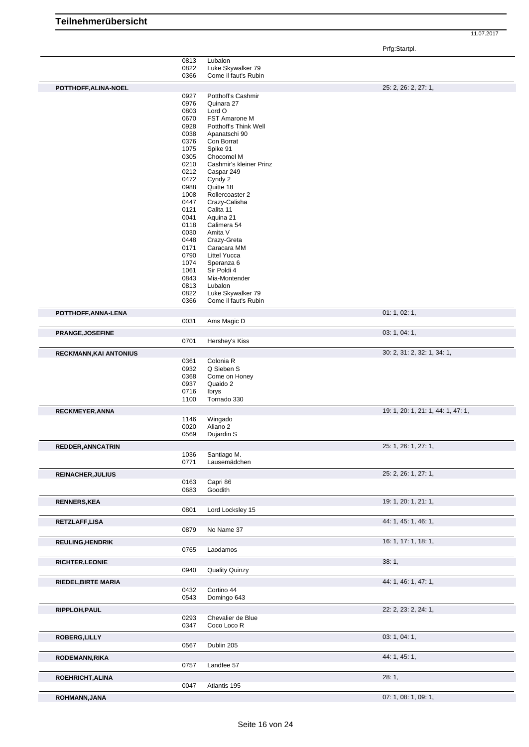# Teilnehmerübersicht

11.07.2017

| Teilnehmer | Nr. | Pferd | Prfg:Startpl. |
|---|---|---|---|
| | 0813 | Lubalon | |
| | 0822 | Luke Skywalker 79 | |
| | 0366 | Come il faut's Rubin | |
| **POTTHOFF,ALINA-NOEL** | | | 25: 2, 26: 2, 27: 1, |
| | 0927 | Potthoff's Cashmir | |
| | 0976 | Quinara 27 | |
| | 0803 | Lord O | |
| | 0670 | FST Amarone M | |
| | 0928 | Potthoff's Think Well | |
| | 0038 | Apanatschi 90 | |
| | 0376 | Con Borrat | |
| | 1075 | Spike 91 | |
| | 0305 | Chocomel M | |
| | 0210 | Cashmir's kleiner Prinz | |
| | 0212 | Caspar 249 | |
| | 0472 | Cyndy 2 | |
| | 0988 | Quitte 18 | |
| | 1008 | Rollercoaster 2 | |
| | 0447 | Crazy-Calisha | |
| | 0121 | Calita 11 | |
| | 0041 | Aquina 21 | |
| | 0118 | Calimera 54 | |
| | 0030 | Amita V | |
| | 0448 | Crazy-Greta | |
| | 0171 | Caracara MM | |
| | 0790 | Littel Yucca | |
| | 1074 | Speranza 6 | |
| | 1061 | Sir Poldi 4 | |
| | 0843 | Mia-Montender | |
| | 0813 | Lubalon | |
| | 0822 | Luke Skywalker 79 | |
| | 0366 | Come il faut's Rubin | |
| **POTTHOFF,ANNA-LENA** | | | 01: 1, 02: 1, |
| | 0031 | Ams Magic D | |
| **PRANGE,JOSEFINE** | | | 03: 1, 04: 1, |
| | 0701 | Hershey's Kiss | |
| **RECKMANN,KAI ANTONIUS** | | | 30: 2, 31: 2, 32: 1, 34: 1, |
| | 0361 | Colonia R | |
| | 0932 | Q Sieben S | |
| | 0368 | Come on Honey | |
| | 0937 | Quaido 2 | |
| | 0716 | Ibrys | |
| | 1100 | Tornado 330 | |
| **RECKMEYER,ANNA** | | | 19: 1, 20: 1, 21: 1, 44: 1, 47: 1, |
| | 1146 | Wingado | |
| | 0020 | Aliano 2 | |
| | 0569 | Dujardin S | |
| **REDDER,ANNCATRIN** | | | 25: 1, 26: 1, 27: 1, |
| | 1036 | Santiago M. | |
| | 0771 | Lausemädchen | |
| **REINACHER,JULIUS** | | | 25: 2, 26: 1, 27: 1, |
| | 0163 | Capri 86 | |
| | 0683 | Goodith | |
| **RENNERS,KEA** | | | 19: 1, 20: 1, 21: 1, |
| | 0801 | Lord Locksley 15 | |
| **RETZLAFF,LISA** | | | 44: 1, 45: 1, 46: 1, |
| | 0879 | No Name 37 | |
| **REULING,HENDRIK** | | | 16: 1, 17: 1, 18: 1, |
| | 0765 | Laodamos | |
| **RICHTER,LEONIE** | | | 38: 1, |
| | 0940 | Quality Quinzy | |
| **RIEDEL,BIRTE MARIA** | | | 44: 1, 46: 1, 47: 1, |
| | 0432 | Cortino 44 | |
| | 0543 | Domingo 643 | |
| **RIPPLOH,PAUL** | | | 22: 2, 23: 2, 24: 1, |
| | 0293 | Chevalier de Blue | |
| | 0347 | Coco Loco R | |
| **ROBERG,LILLY** | | | 03: 1, 04: 1, |
| | 0567 | Dublin 205 | |
| **RODEMANN,RIKA** | | | 44: 1, 45: 1, |
| | 0757 | Landfee 57 | |
| **ROEHRICHT,ALINA** | | | 28: 1, |
| | 0047 | Atlantis 195 | |
| **ROHMANN,JANA** | | | 07: 1, 08: 1, 09: 1, |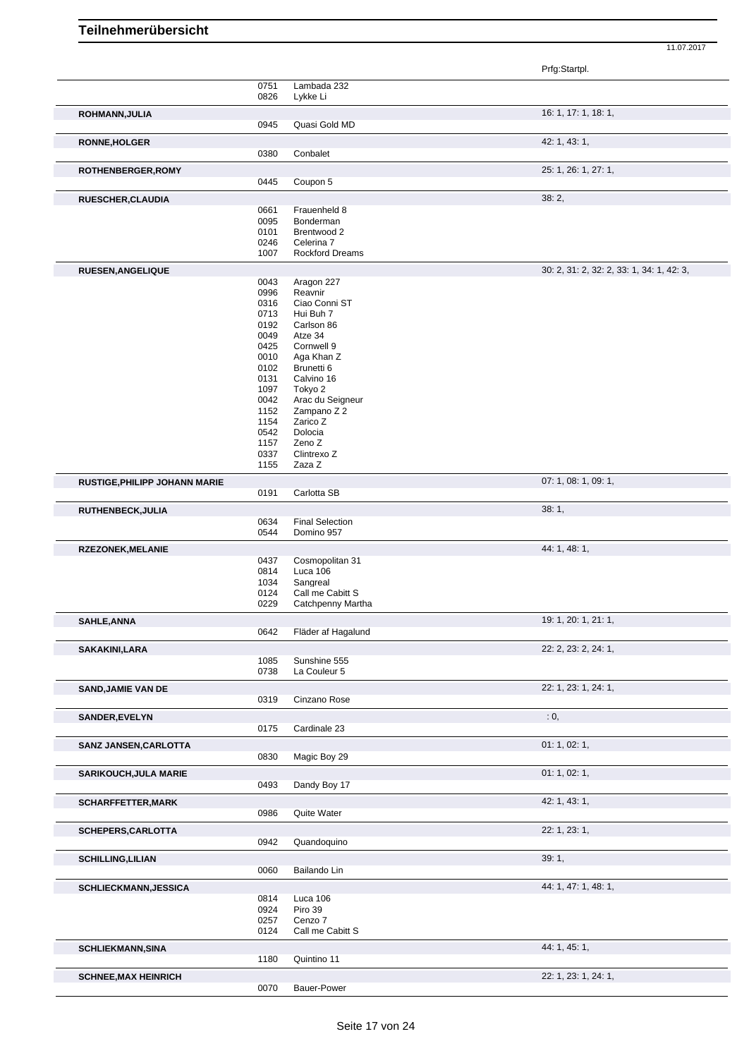# Teilnehmerübersicht

11.07.2017

| Teilnehmer | Nr. | Pferd | Prfg:Startpl. |
|---|---|---|---|
| | 0751 | Lambada 232 | |
| | 0826 | Lykke Li | |
| **ROHMANN,JULIA** | | | 16: 1, 17: 1, 18: 1, |
| | 0945 | Quasi Gold MD | |
| **RONNE,HOLGER** | | | 42: 1, 43: 1, |
| | 0380 | Conbalet | |
| **ROTHENBERGER,ROMY** | | | 25: 1, 26: 1, 27: 1, |
| | 0445 | Coupon 5 | |
| **RUESCHER,CLAUDIA** | | | 38: 2, |
| | 0661 | Frauenheld 8 | |
| | 0095 | Bonderman | |
| | 0101 | Brentwood 2 | |
| | 0246 | Celerina 7 | |
| | 1007 | Rockford Dreams | |
| **RUESEN,ANGELIQUE** | | | 30: 2, 31: 2, 32: 2, 33: 1, 34: 1, 42: 3, |
| | 0043 | Aragon 227 | |
| | 0996 | Reavnir | |
| | 0316 | Ciao Conni ST | |
| | 0713 | Hui Buh 7 | |
| | 0192 | Carlson 86 | |
| | 0049 | Atze 34 | |
| | 0425 | Cornwell 9 | |
| | 0010 | Aga Khan Z | |
| | 0102 | Brunetti 6 | |
| | 0131 | Calvino 16 | |
| | 1097 | Tokyo 2 | |
| | 0042 | Arac du Seigneur | |
| | 1152 | Zampano Z 2 | |
| | 1154 | Zarico Z | |
| | 0542 | Dolocia | |
| | 1157 | Zeno Z | |
| | 0337 | Clintrexo Z | |
| | 1155 | Zaza Z | |
| **RUSTIGE,PHILIPP JOHANN MARIE** | | | 07: 1, 08: 1, 09: 1, |
| | 0191 | Carlotta SB | |
| **RUTHENBECK,JULIA** | | | 38: 1, |
| | 0634 | Final Selection | |
| | 0544 | Domino 957 | |
| **RZEZONEK,MELANIE** | | | 44: 1, 48: 1, |
| | 0437 | Cosmopolitan 31 | |
| | 0814 | Luca 106 | |
| | 1034 | Sangreal | |
| | 0124 | Call me Cabitt S | |
| | 0229 | Catchpenny Martha | |
| **SAHLE,ANNA** | | | 19: 1, 20: 1, 21: 1, |
| | 0642 | Fläder af Hagalund | |
| **SAKAKINI,LARA** | | | 22: 2, 23: 2, 24: 1, |
| | 1085 | Sunshine 555 | |
| | 0738 | La Couleur 5 | |
| **SAND,JAMIE VAN DE** | | | 22: 1, 23: 1, 24: 1, |
| | 0319 | Cinzano Rose | |
| **SANDER,EVELYN** | | | : 0, |
| | 0175 | Cardinale 23 | |
| **SANZ JANSEN,CARLOTTA** | | | 01: 1, 02: 1, |
| | 0830 | Magic Boy 29 | |
| **SARIKOUCH,JULA MARIE** | | | 01: 1, 02: 1, |
| | 0493 | Dandy Boy 17 | |
| **SCHARFFETTER,MARK** | | | 42: 1, 43: 1, |
| | 0986 | Quite Water | |
| **SCHEPERS,CARLOTTA** | | | 22: 1, 23: 1, |
| | 0942 | Quandoquino | |
| **SCHILLING,LILIAN** | | | 39: 1, |
| | 0060 | Bailando Lin | |
| **SCHLIECKMANN,JESSICA** | | | 44: 1, 47: 1, 48: 1, |
| | 0814 | Luca 106 | |
| | 0924 | Piro 39 | |
| | 0257 | Cenzo 7 | |
| | 0124 | Call me Cabitt S | |
| **SCHLIEKMANN,SINA** | | | 44: 1, 45: 1, |
| | 1180 | Quintino 11 | |
| **SCHNEE,MAX HEINRICH** | | | 22: 1, 23: 1, 24: 1, |
| | 0070 | Bauer-Power | |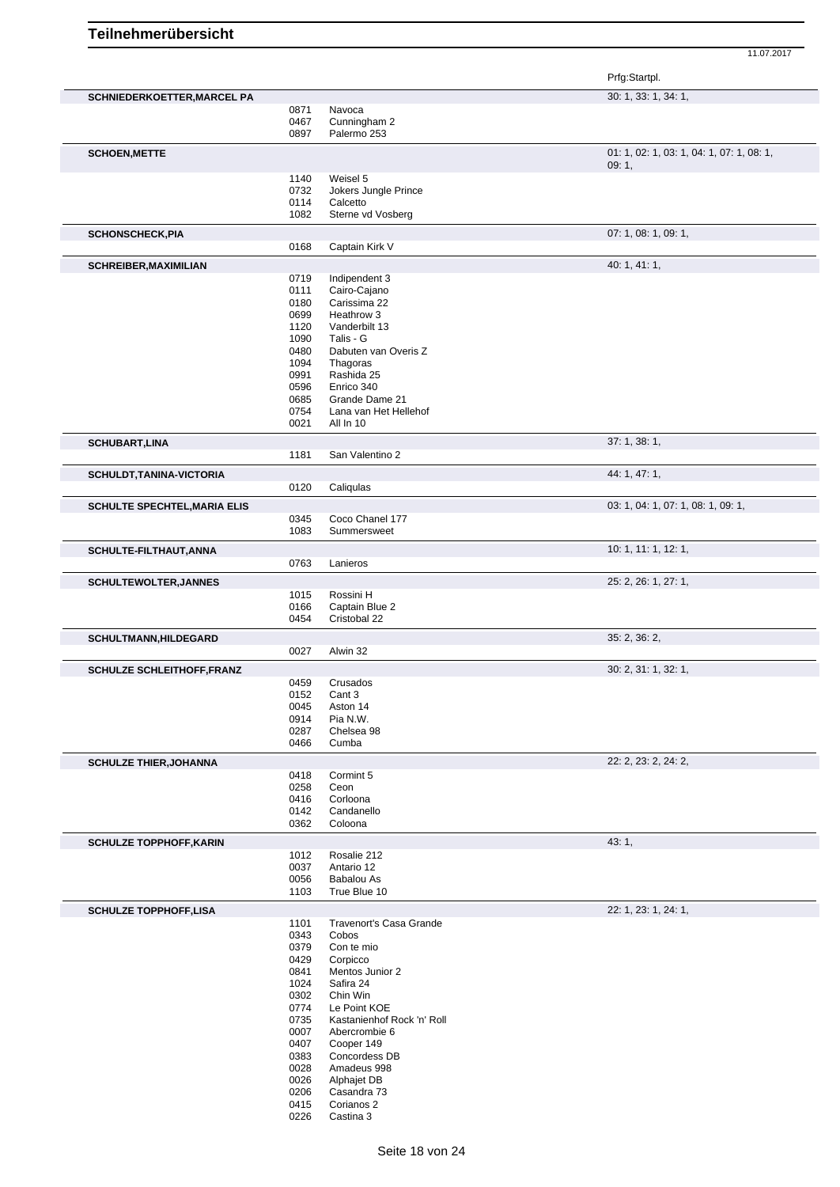# Teilnehmerübersicht

11.07.2017

| Teilnehmer | Nr. | Pferd | Prfg:Startpl. |
|---|---|---|---|
| **SCHNIEDERKOETTER,MARCEL PA** | | | 30: 1, 33: 1, 34: 1, |
| | 0871 | Navoca | |
| | 0467 | Cunningham 2 | |
| | 0897 | Palermo 253 | |
| **SCHOEN,METTE** | | | 01: 1, 02: 1, 03: 1, 04: 1, 07: 1, 08: 1, 09: 1, |
| | 1140 | Weisel 5 | |
| | 0732 | Jokers Jungle Prince | |
| | 0114 | Calcetto | |
| | 1082 | Sterne vd Vosberg | |
| **SCHONSCHECK,PIA** | | | 07: 1, 08: 1, 09: 1, |
| | 0168 | Captain Kirk V | |
| **SCHREIBER,MAXIMILIAN** | | | 40: 1, 41: 1, |
| | 0719 | Indipendent 3 | |
| | 0111 | Cairo-Cajano | |
| | 0180 | Carissima 22 | |
| | 0699 | Heathrow 3 | |
| | 1120 | Vanderbilt 13 | |
| | 1090 | Talis - G | |
| | 0480 | Dabuten van Overis Z | |
| | 1094 | Thagoras | |
| | 0991 | Rashida 25 | |
| | 0596 | Enrico 340 | |
| | 0685 | Grande Dame 21 | |
| | 0754 | Lana van Het Hellehof | |
| | 0021 | All In 10 | |
| **SCHUBART,LINA** | | | 37: 1, 38: 1, |
| | 1181 | San Valentino 2 | |
| **SCHULDT,TANINA-VICTORIA** | | | 44: 1, 47: 1, |
| | 0120 | Caliqulas | |
| **SCHULTE SPECHTEL,MARIA ELIS** | | | 03: 1, 04: 1, 07: 1, 08: 1, 09: 1, |
| | 0345 | Coco Chanel 177 | |
| | 1083 | Summersweet | |
| **SCHULTE-FILTHAUT,ANNA** | | | 10: 1, 11: 1, 12: 1, |
| | 0763 | Lanieros | |
| **SCHULTEWOLTER,JANNES** | | | 25: 2, 26: 1, 27: 1, |
| | 1015 | Rossini H | |
| | 0166 | Captain Blue 2 | |
| | 0454 | Cristobal 22 | |
| **SCHULTMANN,HILDEGARD** | | | 35: 2, 36: 2, |
| | 0027 | Alwin 32 | |
| **SCHULZE SCHLEITHOFF,FRANZ** | | | 30: 2, 31: 1, 32: 1, |
| | 0459 | Crusados | |
| | 0152 | Cant 3 | |
| | 0045 | Aston 14 | |
| | 0914 | Pia N.W. | |
| | 0287 | Chelsea 98 | |
| | 0466 | Cumba | |
| **SCHULZE THIER,JOHANNA** | | | 22: 2, 23: 2, 24: 2, |
| | 0418 | Cormint 5 | |
| | 0258 | Ceon | |
| | 0416 | Corloona | |
| | 0142 | Candanello | |
| | 0362 | Coloona | |
| **SCHULZE TOPPHOFF,KARIN** | | | 43: 1, |
| | 1012 | Rosalie 212 | |
| | 0037 | Antario 12 | |
| | 0056 | Babalou As | |
| | 1103 | True Blue 10 | |
| **SCHULZE TOPPHOFF,LISA** | | | 22: 1, 23: 1, 24: 1, |
| | 1101 | Travenort's Casa Grande | |
| | 0343 | Cobos | |
| | 0379 | Con te mio | |
| | 0429 | Corpicco | |
| | 0841 | Mentos Junior 2 | |
| | 1024 | Safira 24 | |
| | 0302 | Chin Win | |
| | 0774 | Le Point KOE | |
| | 0735 | Kastanienhof Rock 'n' Roll | |
| | 0007 | Abercrombie 6 | |
| | 0407 | Cooper 149 | |
| | 0383 | Concordess DB | |
| | 0028 | Amadeus 998 | |
| | 0026 | Alphajet DB | |
| | 0206 | Casandra 73 | |
| | 0415 | Corianos 2 | |
| | 0226 | Castina 3 | |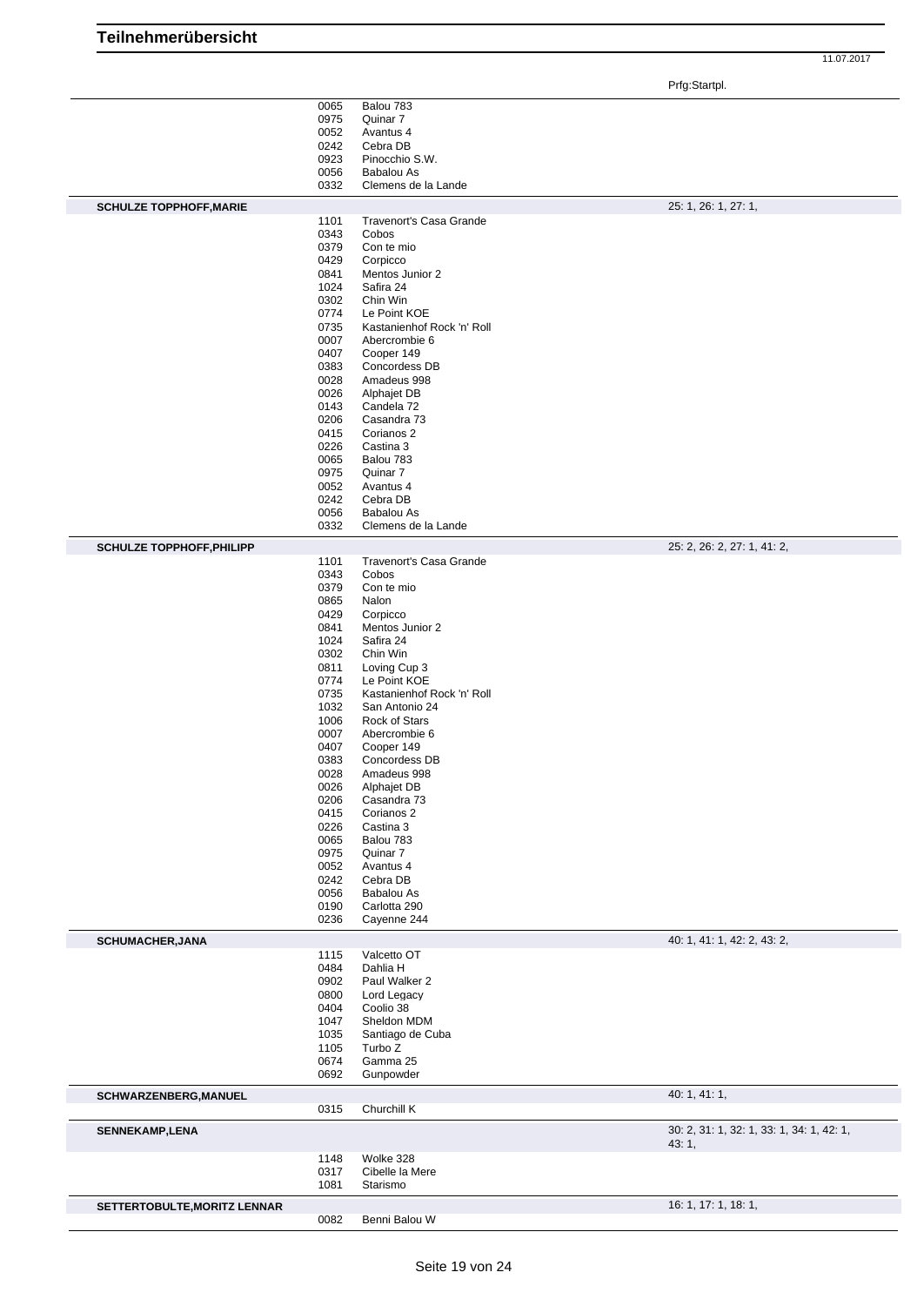# Teilnehmerübersicht

11.07.2017

Prfg:Startpl.

| | | | |
|---|---|---|---|
| | 0065 | Balou 783 | |
| | 0975 | Quinar 7 | |
| | 0052 | Avantus 4 | |
| | 0242 | Cebra DB | |
| | 0923 | Pinocchio S.W. | |
| | 0056 | Babalou As | |
| | 0332 | Clemens de la Lande | |
| **SCHULZE TOPPHOFF,MARIE** | | | 25: 1, 26: 1, 27: 1, |
| | 1101 | Travenort's Casa Grande | |
| | 0343 | Cobos | |
| | 0379 | Con te mio | |
| | 0429 | Corpicco | |
| | 0841 | Mentos Junior 2 | |
| | 1024 | Safira 24 | |
| | 0302 | Chin Win | |
| | 0774 | Le Point KOE | |
| | 0735 | Kastanienhof Rock 'n' Roll | |
| | 0007 | Abercrombie 6 | |
| | 0407 | Cooper 149 | |
| | 0383 | Concordess DB | |
| | 0028 | Amadeus 998 | |
| | 0026 | Alphajet DB | |
| | 0143 | Candela 72 | |
| | 0206 | Casandra 73 | |
| | 0415 | Corianos 2 | |
| | 0226 | Castina 3 | |
| | 0065 | Balou 783 | |
| | 0975 | Quinar 7 | |
| | 0052 | Avantus 4 | |
| | 0242 | Cebra DB | |
| | 0056 | Babalou As | |
| | 0332 | Clemens de la Lande | |
| **SCHULZE TOPPHOFF,PHILIPP** | | | 25: 2, 26: 2, 27: 1, 41: 2, |
| | 1101 | Travenort's Casa Grande | |
| | 0343 | Cobos | |
| | 0379 | Con te mio | |
| | 0865 | Nalon | |
| | 0429 | Corpicco | |
| | 0841 | Mentos Junior 2 | |
| | 1024 | Safira 24 | |
| | 0302 | Chin Win | |
| | 0811 | Loving Cup 3 | |
| | 0774 | Le Point KOE | |
| | 0735 | Kastanienhof Rock 'n' Roll | |
| | 1032 | San Antonio 24 | |
| | 1006 | Rock of Stars | |
| | 0007 | Abercrombie 6 | |
| | 0407 | Cooper 149 | |
| | 0383 | Concordess DB | |
| | 0028 | Amadeus 998 | |
| | 0026 | Alphajet DB | |
| | 0206 | Casandra 73 | |
| | 0415 | Corianos 2 | |
| | 0226 | Castina 3 | |
| | 0065 | Balou 783 | |
| | 0975 | Quinar 7 | |
| | 0052 | Avantus 4 | |
| | 0242 | Cebra DB | |
| | 0056 | Babalou As | |
| | 0190 | Carlotta 290 | |
| | 0236 | Cayenne 244 | |
| **SCHUMACHER,JANA** | | | 40: 1, 41: 1, 42: 2, 43: 2, |
| | 1115 | Valcetto OT | |
| | 0484 | Dahlia H | |
| | 0902 | Paul Walker 2 | |
| | 0800 | Lord Legacy | |
| | 0404 | Coolio 38 | |
| | 1047 | Sheldon MDM | |
| | 1035 | Santiago de Cuba | |
| | 1105 | Turbo Z | |
| | 0674 | Gamma 25 | |
| | 0692 | Gunpowder | |
| **SCHWARZENBERG,MANUEL** | | | 40: 1, 41: 1, |
| | 0315 | Churchill K | |
| **SENNEKAMP,LENA** | | | 30: 2, 31: 1, 32: 1, 33: 1, 34: 1, 42: 1, 43: 1, |
| | 1148 | Wolke 328 | |
| | 0317 | Cibelle la Mere | |
| | 1081 | Starismo | |
| **SETTERTOBULTE,MORITZ LENNAR** | | | 16: 1, 17: 1, 18: 1, |
| | 0082 | Benni Balou W | |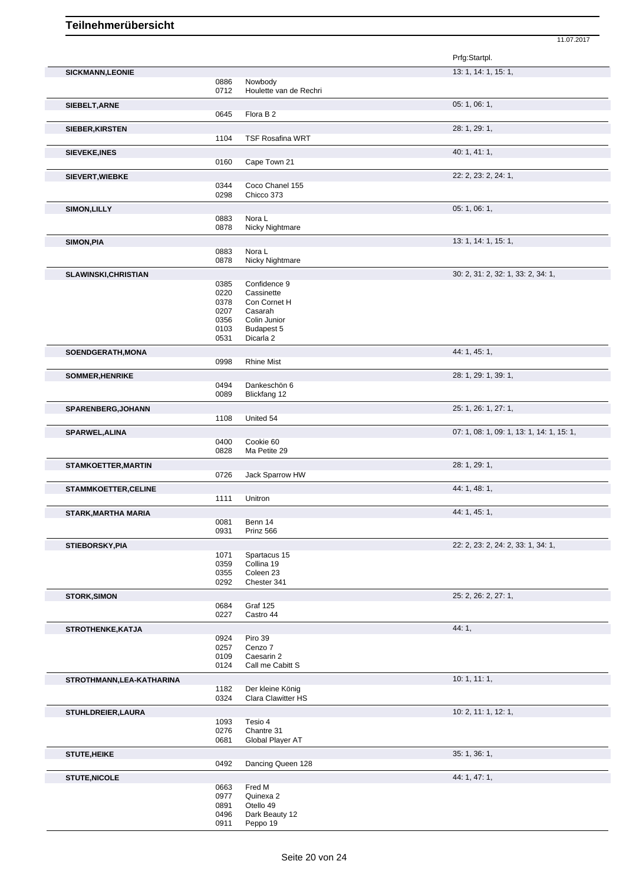# Teilnehmerübersicht

11.07.2017

| Name | Nr. | Pferd | Prfg:Startpl. |
|---|---|---|---|
| **SICKMANN,LEONIE** | | | 13: 1, 14: 1, 15: 1, |
| | 0886 | Nowbody | |
| | 0712 | Houlette van de Rechri | |
| **SIEBELT,ARNE** | | | 05: 1, 06: 1, |
| | 0645 | Flora B 2 | |
| **SIEBER,KIRSTEN** | | | 28: 1, 29: 1, |
| | 1104 | TSF Rosafina WRT | |
| **SIEVEKE,INES** | | | 40: 1, 41: 1, |
| | 0160 | Cape Town 21 | |
| **SIEVERT,WIEBKE** | | | 22: 2, 23: 2, 24: 1, |
| | 0344 | Coco Chanel 155 | |
| | 0298 | Chicco 373 | |
| **SIMON,LILLY** | | | 05: 1, 06: 1, |
| | 0883 | Nora L | |
| | 0878 | Nicky Nightmare | |
| **SIMON,PIA** | | | 13: 1, 14: 1, 15: 1, |
| | 0883 | Nora L | |
| | 0878 | Nicky Nightmare | |
| **SLAWINSKI,CHRISTIAN** | | | 30: 2, 31: 2, 32: 1, 33: 2, 34: 1, |
| | 0385 | Confidence 9 | |
| | 0220 | Cassinette | |
| | 0378 | Con Cornet H | |
| | 0207 | Casarah | |
| | 0356 | Colin Junior | |
| | 0103 | Budapest 5 | |
| | 0531 | Dicarla 2 | |
| **SOENDGERATH,MONA** | | | 44: 1, 45: 1, |
| | 0998 | Rhine Mist | |
| **SOMMER,HENRIKE** | | | 28: 1, 29: 1, 39: 1, |
| | 0494 | Dankeschön 6 | |
| | 0089 | Blickfang 12 | |
| **SPARENBERG,JOHANN** | | | 25: 1, 26: 1, 27: 1, |
| | 1108 | United 54 | |
| **SPARWEL,ALINA** | | | 07: 1, 08: 1, 09: 1, 13: 1, 14: 1, 15: 1, |
| | 0400 | Cookie 60 | |
| | 0828 | Ma Petite 29 | |
| **STAMKOETTER,MARTIN** | | | 28: 1, 29: 1, |
| | 0726 | Jack Sparrow HW | |
| **STAMMKOETTER,CELINE** | | | 44: 1, 48: 1, |
| | 1111 | Unitron | |
| **STARK,MARTHA MARIA** | | | 44: 1, 45: 1, |
| | 0081 | Benn 14 | |
| | 0931 | Prinz 566 | |
| **STIEBORSKY,PIA** | | | 22: 2, 23: 2, 24: 2, 33: 1, 34: 1, |
| | 1071 | Spartacus 15 | |
| | 0359 | Collina 19 | |
| | 0355 | Coleen 23 | |
| | 0292 | Chester 341 | |
| **STORK,SIMON** | | | 25: 2, 26: 2, 27: 1, |
| | 0684 | Graf 125 | |
| | 0227 | Castro 44 | |
| **STROTHENKE,KATJA** | | | 44: 1, |
| | 0924 | Piro 39 | |
| | 0257 | Cenzo 7 | |
| | 0109 | Caesarin 2 | |
| | 0124 | Call me Cabitt S | |
| **STROTHMANN,LEA-KATHARINA** | | | 10: 1, 11: 1, |
| | 1182 | Der kleine König | |
| | 0324 | Clara Clawitter HS | |
| **STUHLDREIER,LAURA** | | | 10: 2, 11: 1, 12: 1, |
| | 1093 | Tesio 4 | |
| | 0276 | Chantre 31 | |
| | 0681 | Global Player AT | |
| **STUTE,HEIKE** | | | 35: 1, 36: 1, |
| | 0492 | Dancing Queen 128 | |
| **STUTE,NICOLE** | | | 44: 1, 47: 1, |
| | 0663 | Fred M | |
| | 0977 | Quinexa 2 | |
| | 0891 | Otello 49 | |
| | 0496 | Dark Beauty 12 | |
| | 0911 | Peppo 19 | |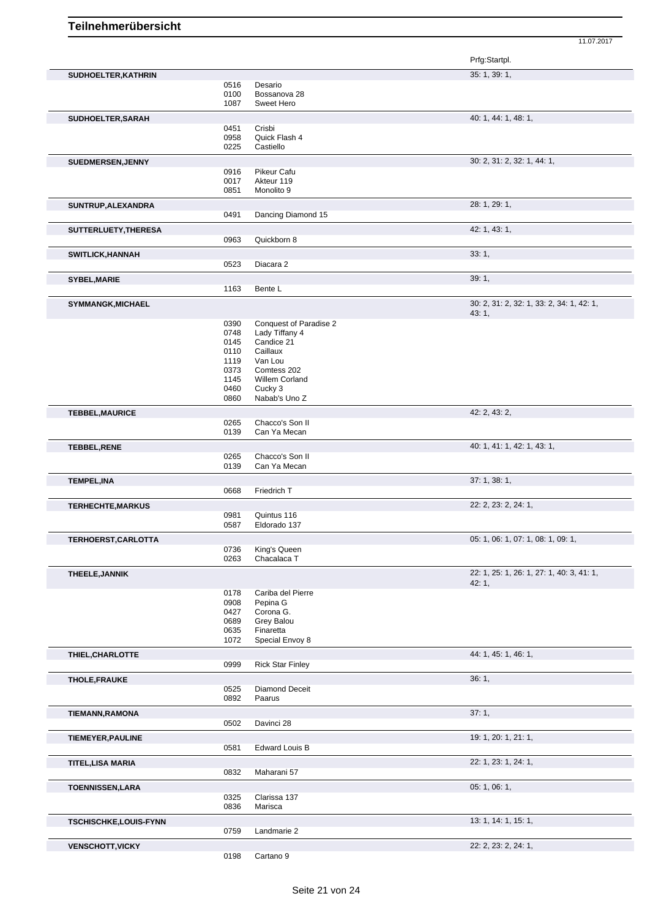# Teilnehmerübersicht

11.07.2017

| Name | Nr. | Pferd | Prfg:Startpl. |
|---|---|---|---|
| **SUDHOELTER,KATHRIN** | | | 35: 1, 39: 1, |
| | 0516 | Desario | |
| | 0100 | Bossanova 28 | |
| | 1087 | Sweet Hero | |
| **SUDHOELTER,SARAH** | | | 40: 1, 44: 1, 48: 1, |
| | 0451 | Crisbi | |
| | 0958 | Quick Flash 4 | |
| | 0225 | Castiello | |
| **SUEDMERSEN,JENNY** | | | 30: 2, 31: 2, 32: 1, 44: 1, |
| | 0916 | Pikeur Cafu | |
| | 0017 | Akteur 119 | |
| | 0851 | Monolito 9 | |
| **SUNTRUP,ALEXANDRA** | | | 28: 1, 29: 1, |
| | 0491 | Dancing Diamond 15 | |
| **SUTTERLUETY,THERESA** | | | 42: 1, 43: 1, |
| | 0963 | Quickborn 8 | |
| **SWITLICK,HANNAH** | | | 33: 1, |
| | 0523 | Diacara 2 | |
| **SYBEL,MARIE** | | | 39: 1, |
| | 1163 | Bente L | |
| **SYMMANGK,MICHAEL** | | | 30: 2, 31: 2, 32: 1, 33: 2, 34: 1, 42: 1, 43: 1, |
| | 0390 | Conquest of Paradise 2 | |
| | 0748 | Lady Tiffany 4 | |
| | 0145 | Candice 21 | |
| | 0110 | Caillaux | |
| | 1119 | Van Lou | |
| | 0373 | Comtess 202 | |
| | 1145 | Willem Corland | |
| | 0460 | Cucky 3 | |
| | 0860 | Nabab's Uno Z | |
| **TEBBEL,MAURICE** | | | 42: 2, 43: 2, |
| | 0265 | Chacco's Son II | |
| | 0139 | Can Ya Mecan | |
| **TEBBEL,RENE** | | | 40: 1, 41: 1, 42: 1, 43: 1, |
| | 0265 | Chacco's Son II | |
| | 0139 | Can Ya Mecan | |
| **TEMPEL,INA** | | | 37: 1, 38: 1, |
| | 0668 | Friedrich T | |
| **TERHECHTE,MARKUS** | | | 22: 2, 23: 2, 24: 1, |
| | 0981 | Quintus 116 | |
| | 0587 | Eldorado 137 | |
| **TERHOERST,CARLOTTA** | | | 05: 1, 06: 1, 07: 1, 08: 1, 09: 1, |
| | 0736 | King's Queen | |
| | 0263 | Chacalaca T | |
| **THEELE,JANNIK** | | | 22: 1, 25: 1, 26: 1, 27: 1, 40: 3, 41: 1, 42: 1, |
| | 0178 | Cariba del Pierre | |
| | 0908 | Pepina G | |
| | 0427 | Corona G. | |
| | 0689 | Grey Balou | |
| | 0635 | Finaretta | |
| | 1072 | Special Envoy 8 | |
| **THIEL,CHARLOTTE** | | | 44: 1, 45: 1, 46: 1, |
| | 0999 | Rick Star Finley | |
| **THOLE,FRAUKE** | | | 36: 1, |
| | 0525 | Diamond Deceit | |
| | 0892 | Paarus | |
| **TIEMANN,RAMONA** | | | 37: 1, |
| | 0502 | Davinci 28 | |
| **TIEMEYER,PAULINE** | | | 19: 1, 20: 1, 21: 1, |
| | 0581 | Edward Louis B | |
| **TITEL,LISA MARIA** | | | 22: 1, 23: 1, 24: 1, |
| | 0832 | Maharani 57 | |
| **TOENNISSEN,LARA** | | | 05: 1, 06: 1, |
| | 0325 | Clarissa 137 | |
| | 0836 | Marisca | |
| **TSCHISCHKE,LOUIS-FYNN** | | | 13: 1, 14: 1, 15: 1, |
| | 0759 | Landmarie 2 | |
| **VENSCHOTT,VICKY** | | | 22: 2, 23: 2, 24: 1, |
| | 0198 | Cartano 9 | |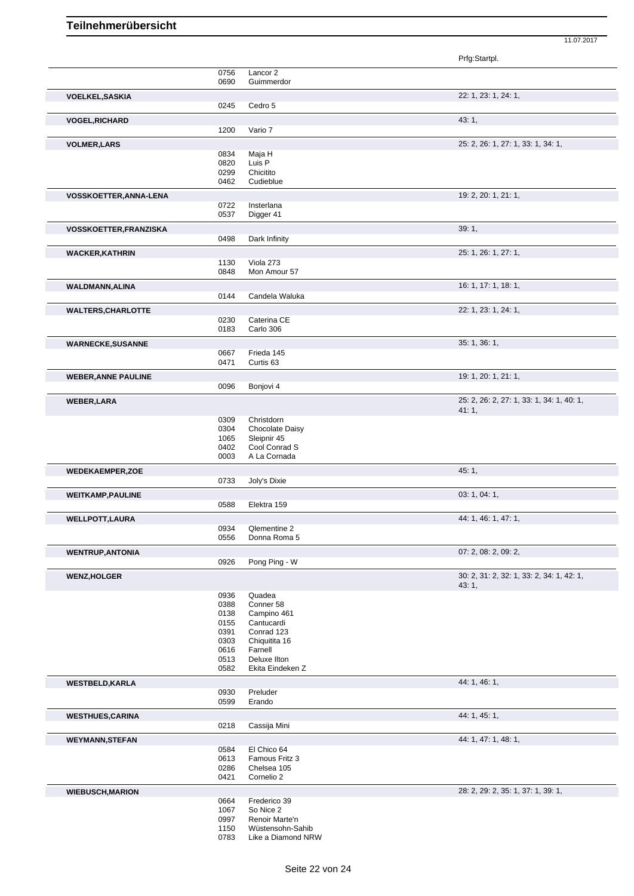# Teilnehmerübersicht

11.07.2017

| Teilnehmer | Nr. | Pferd | Prfg:Startpl. |
|---|---|---|---|
| | 0756 | Lancor 2 | |
| | 0690 | Guimmerdor | |
| **VOELKEL,SASKIA** | | | 22: 1, 23: 1, 24: 1, |
| | 0245 | Cedro 5 | |
| **VOGEL,RICHARD** | | | 43: 1, |
| | 1200 | Vario 7 | |
| **VOLMER,LARS** | | | 25: 2, 26: 1, 27: 1, 33: 1, 34: 1, |
| | 0834 | Maja H | |
| | 0820 | Luis P | |
| | 0299 | Chicitito | |
| | 0462 | Cudieblue | |
| **VOSSKOETTER,ANNA-LENA** | | | 19: 2, 20: 1, 21: 1, |
| | 0722 | Insterlana | |
| | 0537 | Digger 41 | |
| **VOSSKOETTER,FRANZISKA** | | | 39: 1, |
| | 0498 | Dark Infinity | |
| **WACKER,KATHRIN** | | | 25: 1, 26: 1, 27: 1, |
| | 1130 | Viola 273 | |
| | 0848 | Mon Amour 57 | |
| **WALDMANN,ALINA** | | | 16: 1, 17: 1, 18: 1, |
| | 0144 | Candela Waluka | |
| **WALTERS,CHARLOTTE** | | | 22: 1, 23: 1, 24: 1, |
| | 0230 | Caterina CE | |
| | 0183 | Carlo 306 | |
| **WARNECKE,SUSANNE** | | | 35: 1, 36: 1, |
| | 0667 | Frieda 145 | |
| | 0471 | Curtis 63 | |
| **WEBER,ANNE PAULINE** | | | 19: 1, 20: 1, 21: 1, |
| | 0096 | Bonjovi 4 | |
| **WEBER,LARA** | | | 25: 2, 26: 2, 27: 1, 33: 1, 34: 1, 40: 1, 41: 1, |
| | 0309 | Christdorn | |
| | 0304 | Chocolate Daisy | |
| | 1065 | Sleipnir 45 | |
| | 0402 | Cool Conrad S | |
| | 0003 | A La Cornada | |
| **WEDEKAEMPER,ZOE** | | | 45: 1, |
| | 0733 | Joly's Dixie | |
| **WEITKAMP,PAULINE** | | | 03: 1, 04: 1, |
| | 0588 | Elektra 159 | |
| **WELLPOTT,LAURA** | | | 44: 1, 46: 1, 47: 1, |
| | 0934 | Qlementine 2 | |
| | 0556 | Donna Roma 5 | |
| **WENTRUP,ANTONIA** | | | 07: 2, 08: 2, 09: 2, |
| | 0926 | Pong Ping - W | |
| **WENZ,HOLGER** | | | 30: 2, 31: 2, 32: 1, 33: 2, 34: 1, 42: 1, 43: 1, |
| | 0936 | Quadea | |
| | 0388 | Conner 58 | |
| | 0138 | Campino 461 | |
| | 0155 | Cantucardi | |
| | 0391 | Conrad 123 | |
| | 0303 | Chiquitita 16 | |
| | 0616 | Farnell | |
| | 0513 | Deluxe Ilton | |
| | 0582 | Ekita Eindeken Z | |
| **WESTBELD,KARLA** | | | 44: 1, 46: 1, |
| | 0930 | Preluder | |
| | 0599 | Erando | |
| **WESTHUES,CARINA** | | | 44: 1, 45: 1, |
| | 0218 | Cassija Mini | |
| **WEYMANN,STEFAN** | | | 44: 1, 47: 1, 48: 1, |
| | 0584 | El Chico 64 | |
| | 0613 | Famous Fritz 3 | |
| | 0286 | Chelsea 105 | |
| | 0421 | Cornelio 2 | |
| **WIEBUSCH,MARION** | | | 28: 2, 29: 2, 35: 1, 37: 1, 39: 1, |
| | 0664 | Frederico 39 | |
| | 1067 | So Nice 2 | |
| | 0997 | Renoir Marte'n | |
| | 1150 | Wüstensohn-Sahib | |
| | 0783 | Like a Diamond NRW | |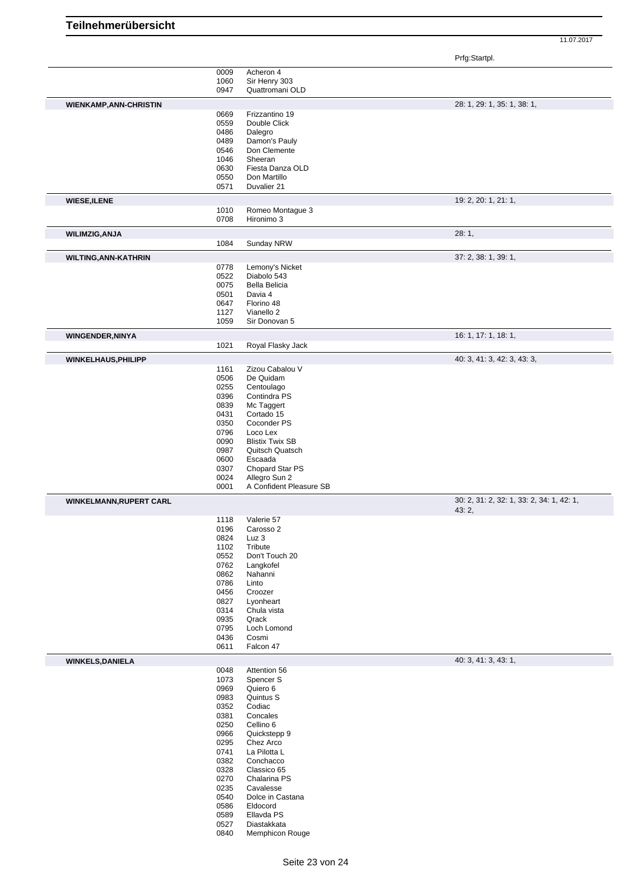# Teilnehmerübersicht

11.07.2017

| Teilnehmer | Nr. | Pferd | Prfg:Startpl. |
|---|---|---|---|
| | 0009 | Acheron 4 | |
| | 1060 | Sir Henry 303 | |
| | 0947 | Quattromani OLD | |
| **WIENKAMP,ANN-CHRISTIN** | | | 28: 1, 29: 1, 35: 1, 38: 1, |
| | 0669 | Frizzantino 19 | |
| | 0559 | Double Click | |
| | 0486 | Dalegro | |
| | 0489 | Damon's Pauly | |
| | 0546 | Don Clemente | |
| | 1046 | Sheeran | |
| | 0630 | Fiesta Danza OLD | |
| | 0550 | Don Martillo | |
| | 0571 | Duvalier 21 | |
| **WIESE,ILENE** | | | 19: 2, 20: 1, 21: 1, |
| | 1010 | Romeo Montague 3 | |
| | 0708 | Hironimo 3 | |
| **WILIMZIG,ANJA** | | | 28: 1, |
| | 1084 | Sunday NRW | |
| **WILTING,ANN-KATHRIN** | | | 37: 2, 38: 1, 39: 1, |
| | 0778 | Lemony's Nicket | |
| | 0522 | Diabolo 543 | |
| | 0075 | Bella Belicia | |
| | 0501 | Davia 4 | |
| | 0647 | Florino 48 | |
| | 1127 | Vianello 2 | |
| | 1059 | Sir Donovan 5 | |
| **WINGENDER,NINYA** | | | 16: 1, 17: 1, 18: 1, |
| | 1021 | Royal Flasky Jack | |
| **WINKELHAUS,PHILIPP** | | | 40: 3, 41: 3, 42: 3, 43: 3, |
| | 1161 | Zizou Cabalou V | |
| | 0506 | De Quidam | |
| | 0255 | Centoulago | |
| | 0396 | Contindra PS | |
| | 0839 | Mc Taggert | |
| | 0431 | Cortado 15 | |
| | 0350 | Coconder PS | |
| | 0796 | Loco Lex | |
| | 0090 | Blistix Twix SB | |
| | 0987 | Quitsch Quatsch | |
| | 0600 | Escaada | |
| | 0307 | Chopard Star PS | |
| | 0024 | Allegro Sun 2 | |
| | 0001 | A Confident Pleasure SB | |
| **WINKELMANN,RUPERT CARL** | | | 30: 2, 31: 2, 32: 1, 33: 2, 34: 1, 42: 1, 43: 2, |
| | 1118 | Valerie 57 | |
| | 0196 | Carosso 2 | |
| | 0824 | Luz 3 | |
| | 1102 | Tribute | |
| | 0552 | Don't Touch 20 | |
| | 0762 | Langkofel | |
| | 0862 | Nahanni | |
| | 0786 | Linto | |
| | 0456 | Croozer | |
| | 0827 | Lyonheart | |
| | 0314 | Chula vista | |
| | 0935 | Qrack | |
| | 0795 | Loch Lomond | |
| | 0436 | Cosmi | |
| | 0611 | Falcon 47 | |
| **WINKELS,DANIELA** | | | 40: 3, 41: 3, 43: 1, |
| | 0048 | Attention 56 | |
| | 1073 | Spencer S | |
| | 0969 | Quiero 6 | |
| | 0983 | Quintus S | |
| | 0352 | Codiac | |
| | 0381 | Concales | |
| | 0250 | Cellino 6 | |
| | 0966 | Quickstepp 9 | |
| | 0295 | Chez Arco | |
| | 0741 | La Pilotta L | |
| | 0382 | Conchacco | |
| | 0328 | Classico 65 | |
| | 0270 | Chalarina PS | |
| | 0235 | Cavalesse | |
| | 0540 | Dolce in Castana | |
| | 0586 | Eldocord | |
| | 0589 | Ellavda PS | |
| | 0527 | Diastakkata | |
| | 0840 | Memphicon Rouge | |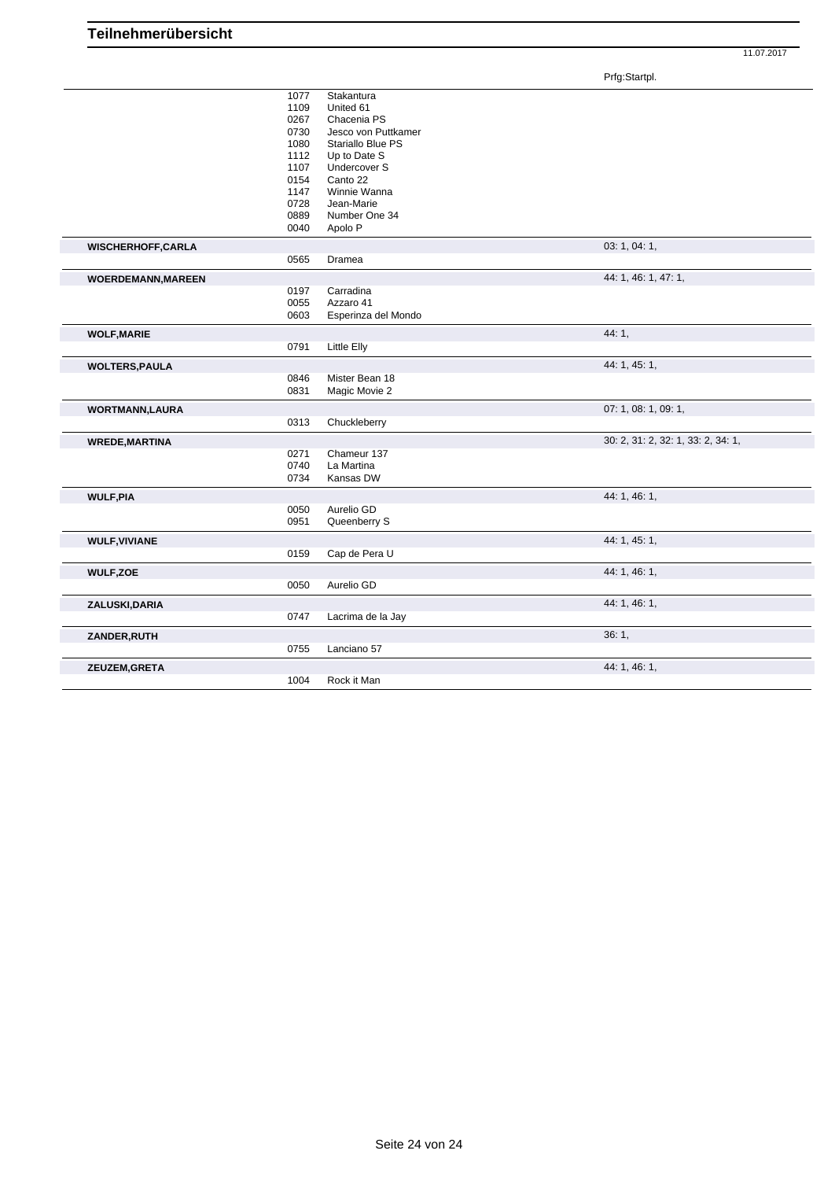## Teilnehmerübersicht

11.07.2017

| | | | Prfg:Startpl. |
|---|---|---|---|
| | 1077 | Stakantura | |
| | 1109 | United 61 | |
| | 0267 | Chacenia PS | |
| | 0730 | Jesco von Puttkamer | |
| | 1080 | Stariallo Blue PS | |
| | 1112 | Up to Date S | |
| | 1107 | Undercover S | |
| | 0154 | Canto 22 | |
| | 1147 | Winnie Wanna | |
| | 0728 | Jean-Marie | |
| | 0889 | Number One 34 | |
| | 0040 | Apolo P | |
| **WISCHERHOFF,CARLA** | | | 03: 1, 04: 1, |
| | 0565 | Dramea | |
| **WOERDEMANN,MAREEN** | | | 44: 1, 46: 1, 47: 1, |
| | 0197 | Carradina | |
| | 0055 | Azzaro 41 | |
| | 0603 | Esperinza del Mondo | |
| **WOLF,MARIE** | | | 44: 1, |
| | 0791 | Little Elly | |
| **WOLTERS,PAULA** | | | 44: 1, 45: 1, |
| | 0846 | Mister Bean 18 | |
| | 0831 | Magic Movie 2 | |
| **WORTMANN,LAURA** | | | 07: 1, 08: 1, 09: 1, |
| | 0313 | Chuckleberry | |
| **WREDE,MARTINA** | | | 30: 2, 31: 2, 32: 1, 33: 2, 34: 1, |
| | 0271 | Chameur 137 | |
| | 0740 | La Martina | |
| | 0734 | Kansas DW | |
| **WULF,PIA** | | | 44: 1, 46: 1, |
| | 0050 | Aurelio GD | |
| | 0951 | Queenberry S | |
| **WULF,VIVIANE** | | | 44: 1, 45: 1, |
| | 0159 | Cap de Pera U | |
| **WULF,ZOE** | | | 44: 1, 46: 1, |
| | 0050 | Aurelio GD | |
| **ZALUSKI,DARIA** | | | 44: 1, 46: 1, |
| | 0747 | Lacrima de la Jay | |
| **ZANDER,RUTH** | | | 36: 1, |
| | 0755 | Lanciano 57 | |
| **ZEUZEM,GRETA** | | | 44: 1, 46: 1, |
| | 1004 | Rock it Man | |